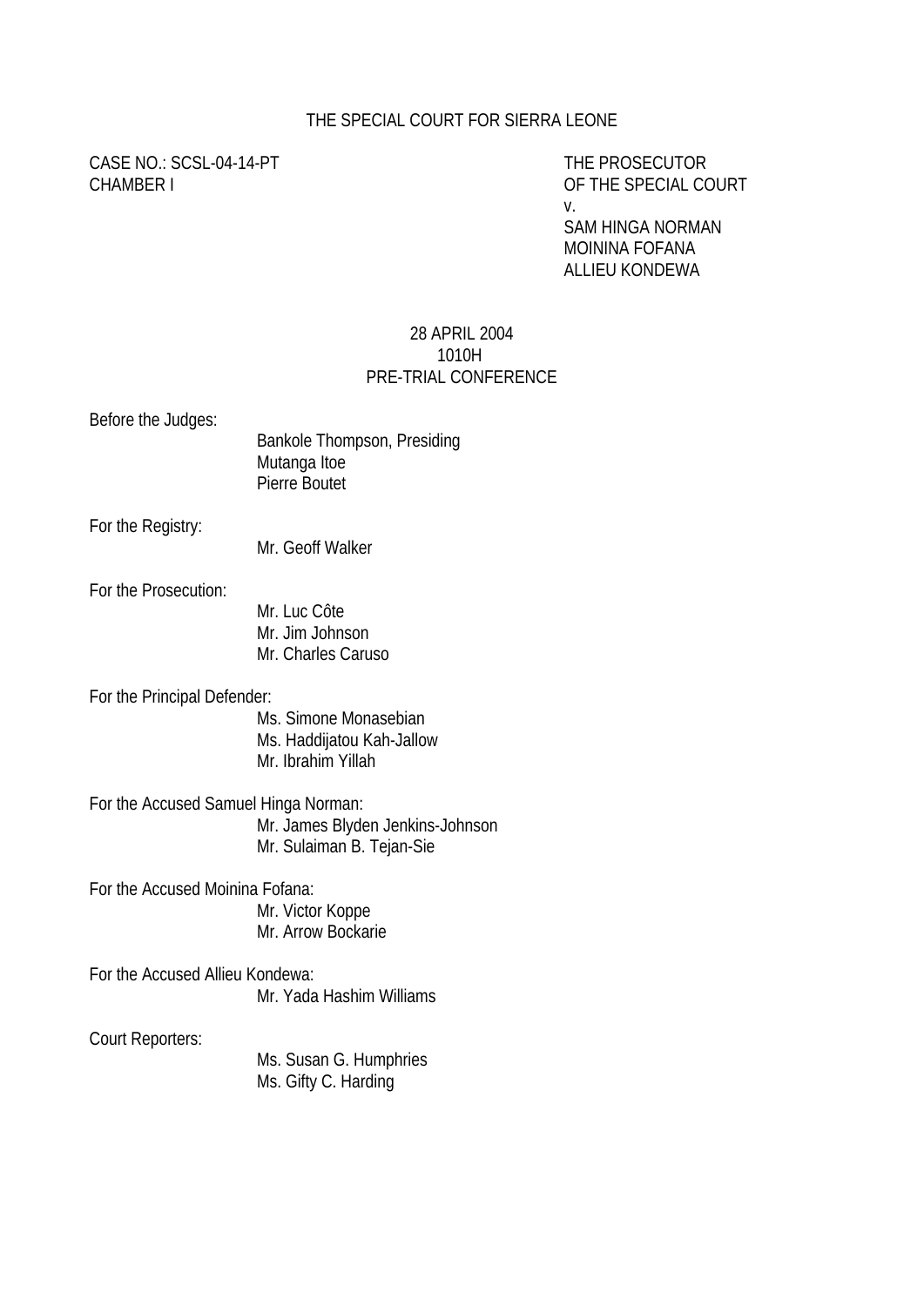THE SPECIAL COURT FOR SIERRA LEONE

CASE NO.: SCSL-04-14-PT
CHAMBER I

THE PROSECUTOR
OF THE SPECIAL COURT
v.
SAM HINGA NORMAN
MOININA FOFANA
ALLIEU KONDEWA

28 APRIL 2004
1010H
PRE-TRIAL CONFERENCE

Before the Judges:
Bankole Thompson, Presiding
Mutanga Itoe
Pierre Boutet

For the Registry:
Mr. Geoff Walker

For the Prosecution:
Mr. Luc Côte
Mr. Jim Johnson
Mr. Charles Caruso

For the Principal Defender:
Ms. Simone Monasebian
Ms. Haddijatou Kah-Jallow
Mr. Ibrahim Yillah

For the Accused Samuel Hinga Norman:
Mr. James Blyden Jenkins-Johnson
Mr. Sulaiman B. Tejan-Sie

For the Accused Moinina Fofana:
Mr. Victor Koppe
Mr. Arrow Bockarie

For the Accused Allieu Kondewa:
Mr. Yada Hashim Williams

Court Reporters:
Ms. Susan G. Humphries
Ms. Gifty C. Harding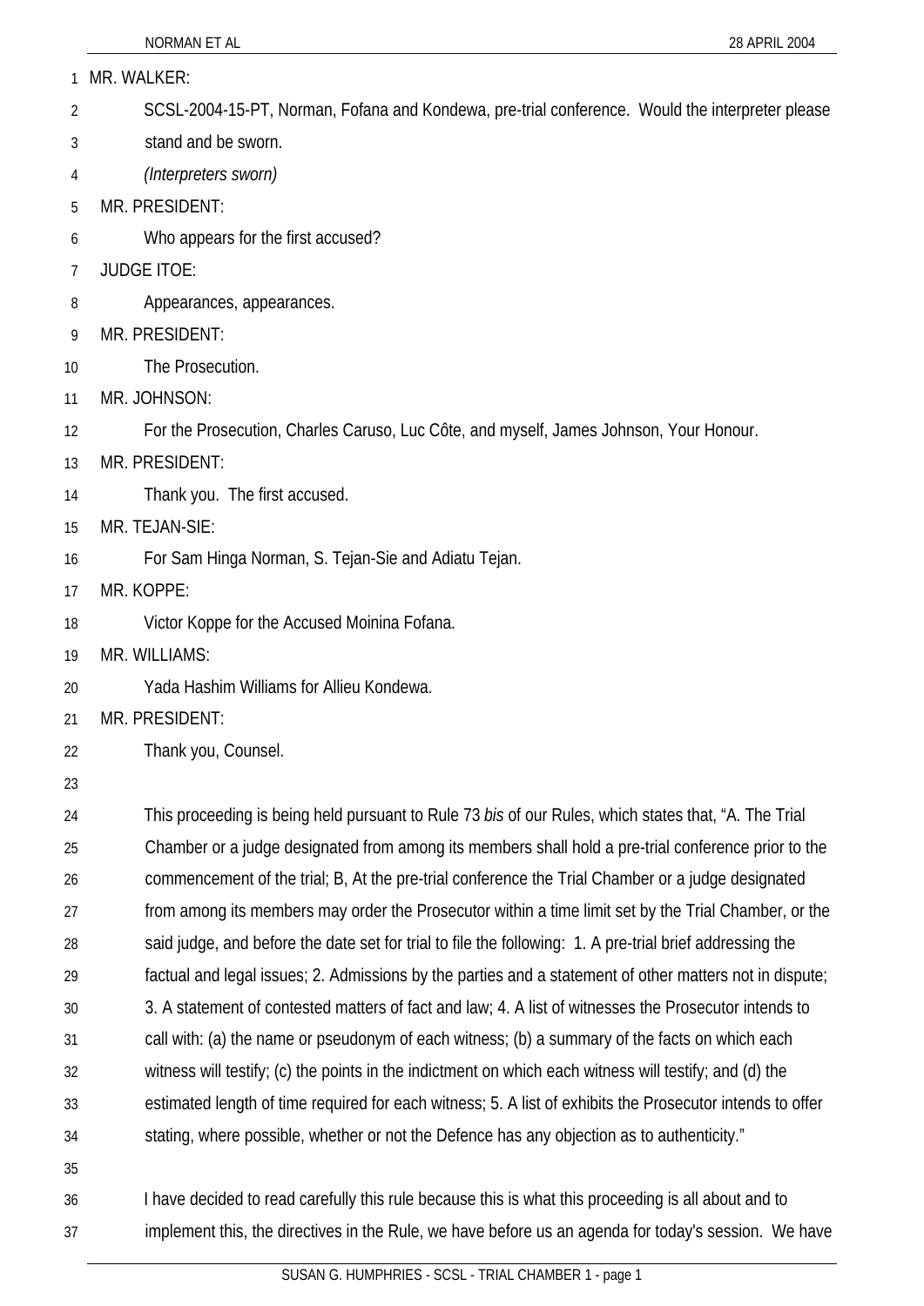MR. WALKER:

SCSL-2004-15-PT, Norman, Fofana and Kondewa, pre-trial conference. Would the interpreter please stand and be sworn.

*(Interpreters sworn)*

MR. PRESIDENT:

Who appears for the first accused?

JUDGE ITOE:

Appearances, appearances.

MR. PRESIDENT:

The Prosecution.

MR. JOHNSON:

For the Prosecution, Charles Caruso, Luc Côte, and myself, James Johnson, Your Honour.

MR. PRESIDENT:

Thank you. The first accused.

MR. TEJAN-SIE:

For Sam Hinga Norman, S. Tejan-Sie and Adiatu Tejan.

MR. KOPPE:

Victor Koppe for the Accused Moinina Fofana.

MR. WILLIAMS:

Yada Hashim Williams for Allieu Kondewa.

MR. PRESIDENT:

Thank you, Counsel.

This proceeding is being held pursuant to Rule 73 *bis* of our Rules, which states that, "A. The Trial Chamber or a judge designated from among its members shall hold a pre-trial conference prior to the commencement of the trial; B, At the pre-trial conference the Trial Chamber or a judge designated from among its members may order the Prosecutor within a time limit set by the Trial Chamber, or the said judge, and before the date set for trial to file the following: 1. A pre-trial brief addressing the factual and legal issues; 2. Admissions by the parties and a statement of other matters not in dispute; 3. A statement of contested matters of fact and law; 4. A list of witnesses the Prosecutor intends to call with: (a) the name or pseudonym of each witness; (b) a summary of the facts on which each witness will testify; (c) the points in the indictment on which each witness will testify; and (d) the estimated length of time required for each witness; 5. A list of exhibits the Prosecutor intends to offer stating, where possible, whether or not the Defence has any objection as to authenticity."

I have decided to read carefully this rule because this is what this proceeding is all about and to implement this, the directives in the Rule, we have before us an agenda for today's session. We have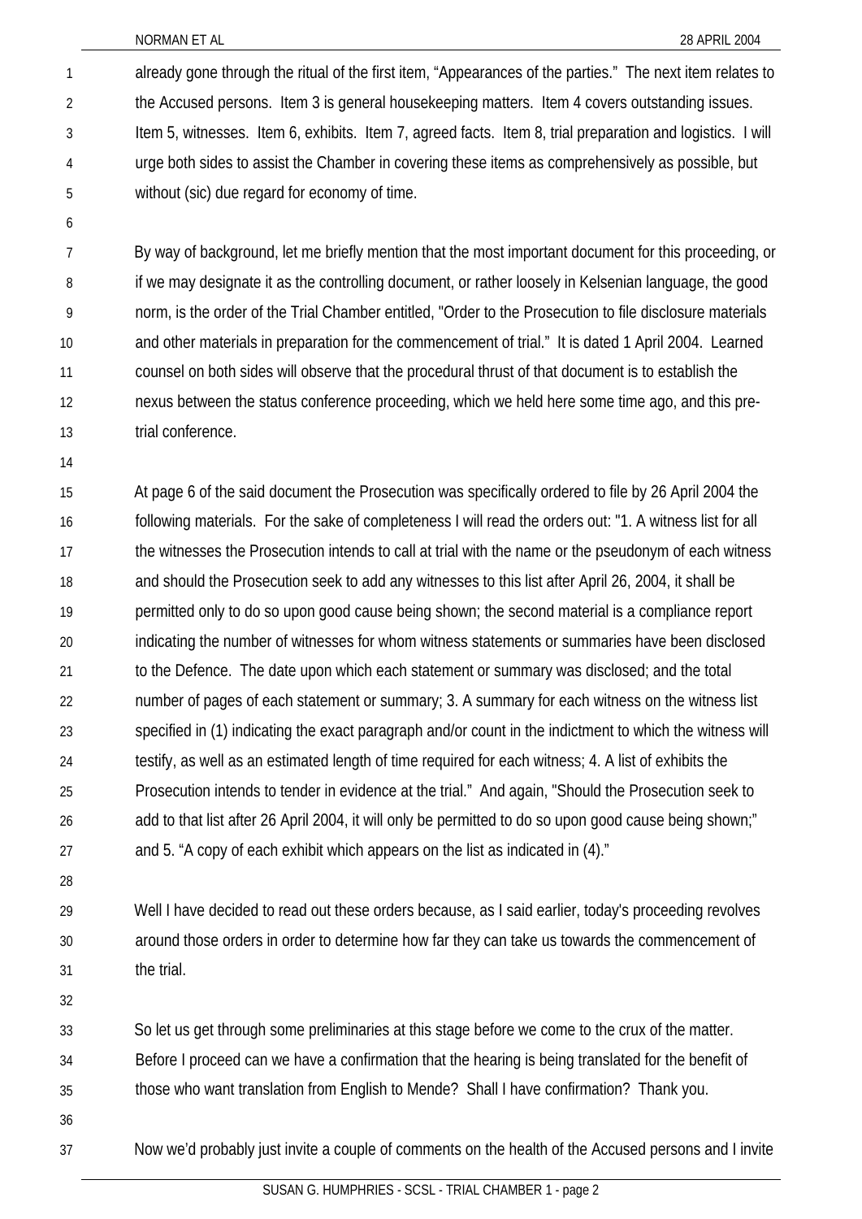already gone through the ritual of the first item, "Appearances of the parties." The next item relates to the Accused persons. Item 3 is general housekeeping matters. Item 4 covers outstanding issues. Item 5, witnesses. Item 6, exhibits. Item 7, agreed facts. Item 8, trial preparation and logistics. I will urge both sides to assist the Chamber in covering these items as comprehensively as possible, but without (sic) due regard for economy of time.

By way of background, let me briefly mention that the most important document for this proceeding, or if we may designate it as the controlling document, or rather loosely in Kelsenian language, the good norm, is the order of the Trial Chamber entitled, "Order to the Prosecution to file disclosure materials and other materials in preparation for the commencement of trial." It is dated 1 April 2004. Learned counsel on both sides will observe that the procedural thrust of that document is to establish the nexus between the status conference proceeding, which we held here some time ago, and this pre-trial conference.

At page 6 of the said document the Prosecution was specifically ordered to file by 26 April 2004 the following materials. For the sake of completeness I will read the orders out: "1. A witness list for all the witnesses the Prosecution intends to call at trial with the name or the pseudonym of each witness and should the Prosecution seek to add any witnesses to this list after April 26, 2004, it shall be permitted only to do so upon good cause being shown; the second material is a compliance report indicating the number of witnesses for whom witness statements or summaries have been disclosed to the Defence. The date upon which each statement or summary was disclosed; and the total number of pages of each statement or summary; 3. A summary for each witness on the witness list specified in (1) indicating the exact paragraph and/or count in the indictment to which the witness will testify, as well as an estimated length of time required for each witness; 4. A list of exhibits the Prosecution intends to tender in evidence at the trial." And again, "Should the Prosecution seek to add to that list after 26 April 2004, it will only be permitted to do so upon good cause being shown;" and 5. "A copy of each exhibit which appears on the list as indicated in (4)."

Well I have decided to read out these orders because, as I said earlier, today's proceeding revolves around those orders in order to determine how far they can take us towards the commencement of the trial.

So let us get through some preliminaries at this stage before we come to the crux of the matter. Before I proceed can we have a confirmation that the hearing is being translated for the benefit of those who want translation from English to Mende? Shall I have confirmation? Thank you.

Now we'd probably just invite a couple of comments on the health of the Accused persons and I invite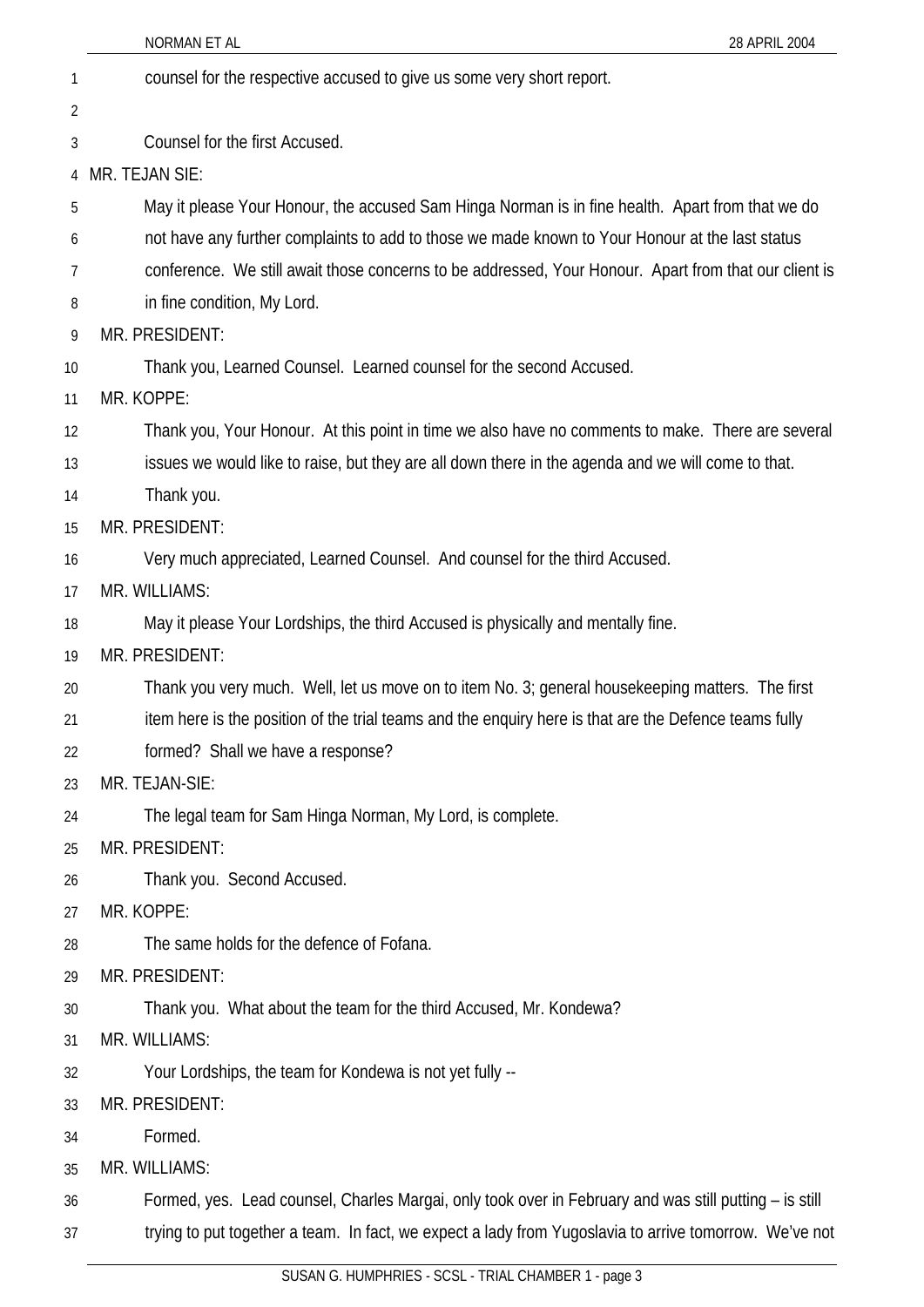counsel for the respective accused to give us some very short report.

Counsel for the first Accused.

MR. TEJAN SIE:

May it please Your Honour, the accused Sam Hinga Norman is in fine health. Apart from that we do not have any further complaints to add to those we made known to Your Honour at the last status conference. We still await those concerns to be addressed, Your Honour. Apart from that our client is in fine condition, My Lord.

MR. PRESIDENT:

Thank you, Learned Counsel. Learned counsel for the second Accused.

MR. KOPPE:

Thank you, Your Honour. At this point in time we also have no comments to make. There are several issues we would like to raise, but they are all down there in the agenda and we will come to that. Thank you.

MR. PRESIDENT:

Very much appreciated, Learned Counsel. And counsel for the third Accused.

MR. WILLIAMS:

May it please Your Lordships, the third Accused is physically and mentally fine.

MR. PRESIDENT:

Thank you very much. Well, let us move on to item No. 3; general housekeeping matters. The first item here is the position of the trial teams and the enquiry here is that are the Defence teams fully formed? Shall we have a response?

MR. TEJAN-SIE:

The legal team for Sam Hinga Norman, My Lord, is complete.

MR. PRESIDENT:

Thank you. Second Accused.

MR. KOPPE:

The same holds for the defence of Fofana.

MR. PRESIDENT:

Thank you. What about the team for the third Accused, Mr. Kondewa?

MR. WILLIAMS:

Your Lordships, the team for Kondewa is not yet fully --

MR. PRESIDENT:

Formed.

MR. WILLIAMS:

Formed, yes. Lead counsel, Charles Margai, only took over in February and was still putting – is still trying to put together a team. In fact, we expect a lady from Yugoslavia to arrive tomorrow. We've not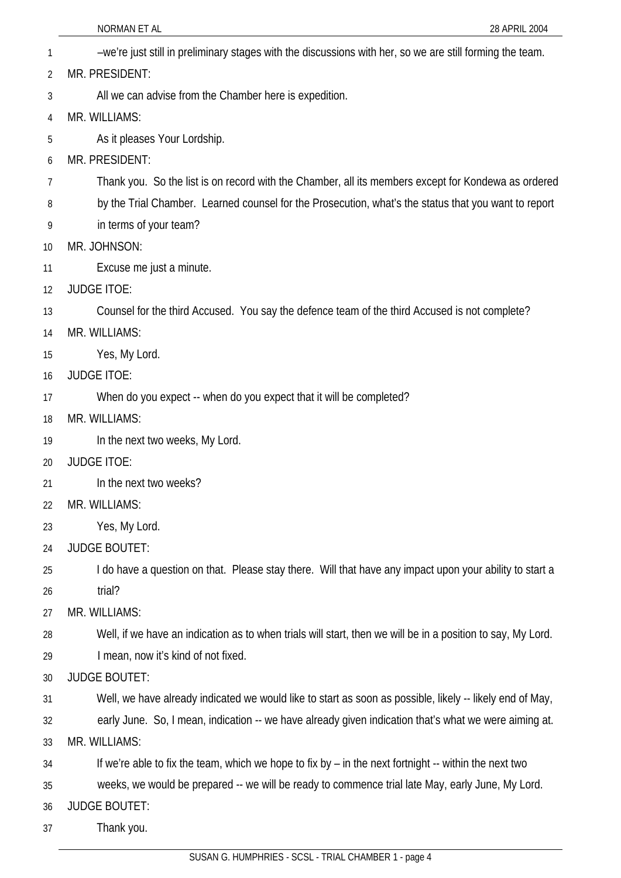–we're just still in preliminary stages with the discussions with her, so we are still forming the team.

MR. PRESIDENT:

All we can advise from the Chamber here is expedition.

MR. WILLIAMS:

As it pleases Your Lordship.

MR. PRESIDENT:

Thank you. So the list is on record with the Chamber, all its members except for Kondewa as ordered by the Trial Chamber. Learned counsel for the Prosecution, what's the status that you want to report in terms of your team?

MR. JOHNSON:

Excuse me just a minute.

JUDGE ITOE:

Counsel for the third Accused. You say the defence team of the third Accused is not complete?

MR. WILLIAMS:

Yes, My Lord.

JUDGE ITOE:

When do you expect -- when do you expect that it will be completed?

MR. WILLIAMS:

In the next two weeks, My Lord.

JUDGE ITOE:

In the next two weeks?

MR. WILLIAMS:

Yes, My Lord.

JUDGE BOUTET:

I do have a question on that. Please stay there. Will that have any impact upon your ability to start a trial?

MR. WILLIAMS:

Well, if we have an indication as to when trials will start, then we will be in a position to say, My Lord. I mean, now it's kind of not fixed.

JUDGE BOUTET:

Well, we have already indicated we would like to start as soon as possible, likely -- likely end of May, early June. So, I mean, indication -- we have already given indication that's what we were aiming at.

MR. WILLIAMS:

If we're able to fix the team, which we hope to fix by – in the next fortnight -- within the next two weeks, we would be prepared -- we will be ready to commence trial late May, early June, My Lord.

JUDGE BOUTET:

Thank you.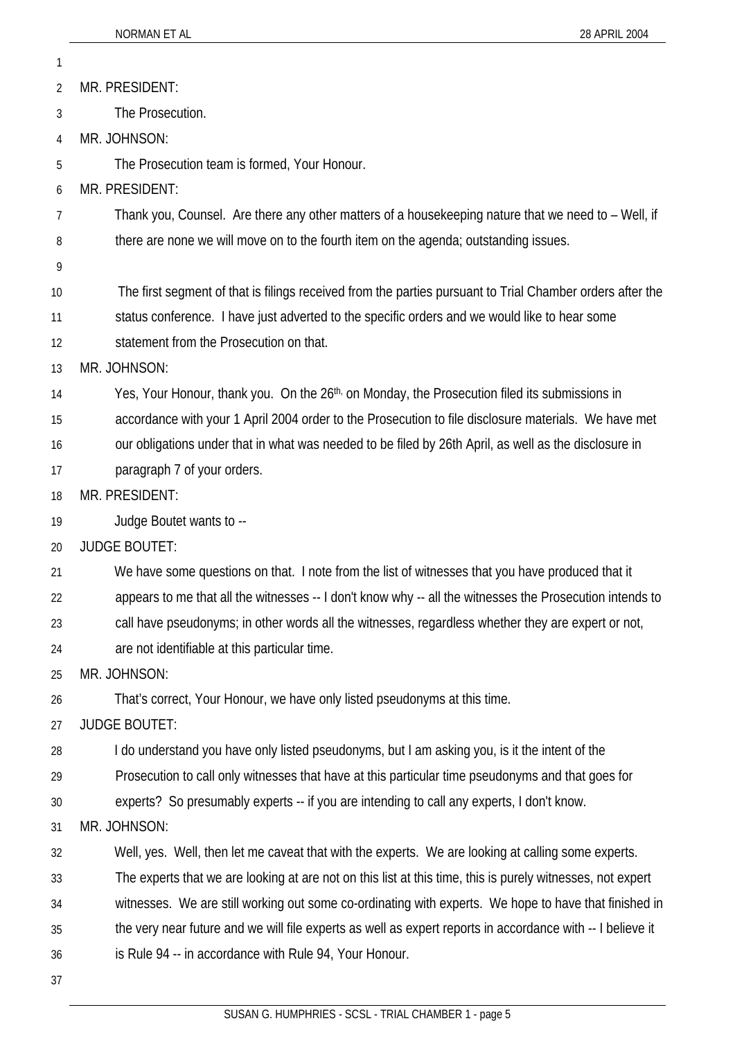MR. PRESIDENT:

The Prosecution.

MR. JOHNSON:

The Prosecution team is formed, Your Honour.

MR. PRESIDENT:

Thank you, Counsel. Are there any other matters of a housekeeping nature that we need to – Well, if there are none we will move on to the fourth item on the agenda; outstanding issues.

The first segment of that is filings received from the parties pursuant to Trial Chamber orders after the status conference. I have just adverted to the specific orders and we would like to hear some statement from the Prosecution on that.

MR. JOHNSON:

Yes, Your Honour, thank you. On the 26th, on Monday, the Prosecution filed its submissions in accordance with your 1 April 2004 order to the Prosecution to file disclosure materials. We have met our obligations under that in what was needed to be filed by 26th April, as well as the disclosure in paragraph 7 of your orders.

MR. PRESIDENT:

Judge Boutet wants to --

JUDGE BOUTET:

We have some questions on that. I note from the list of witnesses that you have produced that it appears to me that all the witnesses -- I don't know why -- all the witnesses the Prosecution intends to call have pseudonyms; in other words all the witnesses, regardless whether they are expert or not, are not identifiable at this particular time.

MR. JOHNSON:

That's correct, Your Honour, we have only listed pseudonyms at this time.

JUDGE BOUTET:

I do understand you have only listed pseudonyms, but I am asking you, is it the intent of the Prosecution to call only witnesses that have at this particular time pseudonyms and that goes for experts? So presumably experts -- if you are intending to call any experts, I don't know.

MR. JOHNSON:

Well, yes. Well, then let me caveat that with the experts. We are looking at calling some experts. The experts that we are looking at are not on this list at this time, this is purely witnesses, not expert witnesses. We are still working out some co-ordinating with experts. We hope to have that finished in the very near future and we will file experts as well as expert reports in accordance with -- I believe it is Rule 94 -- in accordance with Rule 94, Your Honour.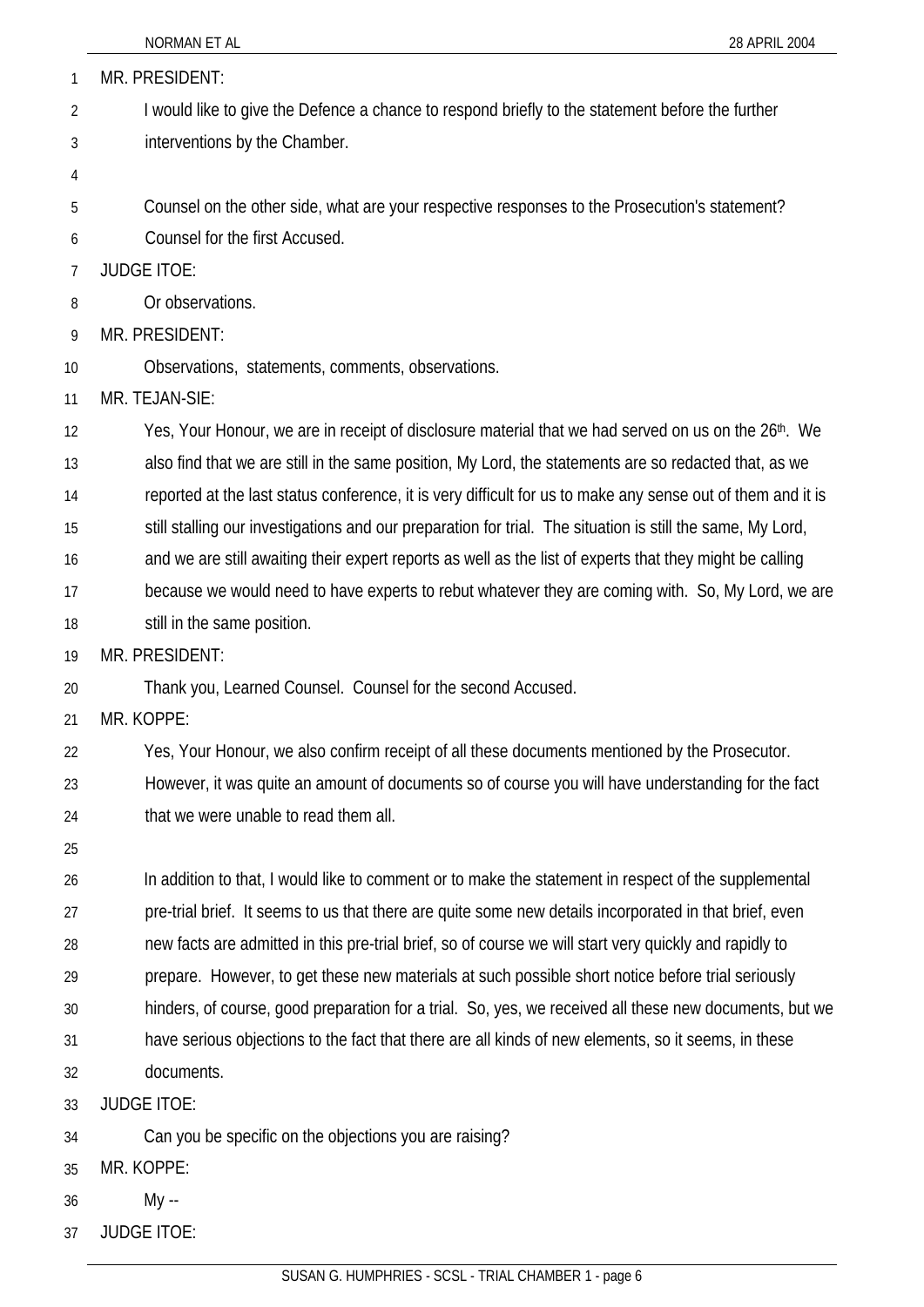MR. PRESIDENT:

I would like to give the Defence a chance to respond briefly to the statement before the further interventions by the Chamber.

Counsel on the other side, what are your respective responses to the Prosecution's statement? Counsel for the first Accused.

JUDGE ITOE:

Or observations.

MR. PRESIDENT:

Observations, statements, comments, observations.

MR. TEJAN-SIE:

Yes, Your Honour, we are in receipt of disclosure material that we had served on us on the 26th. We also find that we are still in the same position, My Lord, the statements are so redacted that, as we reported at the last status conference, it is very difficult for us to make any sense out of them and it is still stalling our investigations and our preparation for trial. The situation is still the same, My Lord, and we are still awaiting their expert reports as well as the list of experts that they might be calling because we would need to have experts to rebut whatever they are coming with. So, My Lord, we are still in the same position.

MR. PRESIDENT:

Thank you, Learned Counsel. Counsel for the second Accused.

MR. KOPPE:

Yes, Your Honour, we also confirm receipt of all these documents mentioned by the Prosecutor. However, it was quite an amount of documents so of course you will have understanding for the fact that we were unable to read them all.

In addition to that, I would like to comment or to make the statement in respect of the supplemental pre-trial brief. It seems to us that there are quite some new details incorporated in that brief, even new facts are admitted in this pre-trial brief, so of course we will start very quickly and rapidly to prepare. However, to get these new materials at such possible short notice before trial seriously hinders, of course, good preparation for a trial. So, yes, we received all these new documents, but we have serious objections to the fact that there are all kinds of new elements, so it seems, in these documents.

JUDGE ITOE:

Can you be specific on the objections you are raising?

MR. KOPPE:

My --

JUDGE ITOE: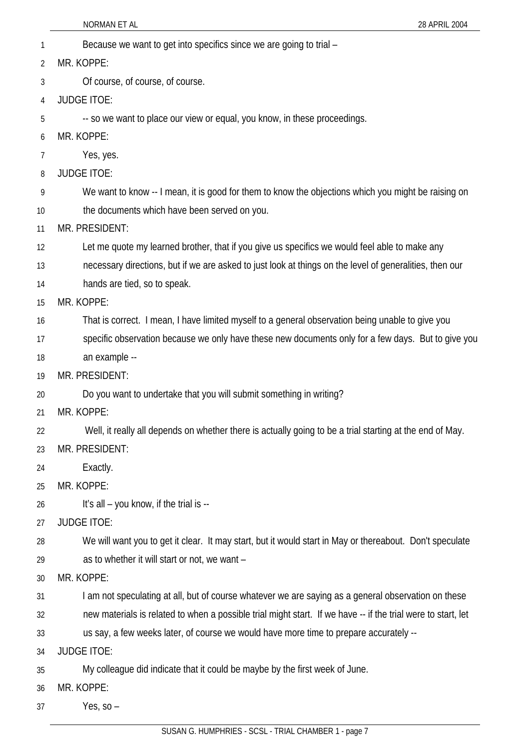Because we want to get into specifics since we are going to trial –

MR. KOPPE:

Of course, of course, of course.

JUDGE ITOE:

-- so we want to place our view or equal, you know, in these proceedings.

MR. KOPPE:

Yes, yes.

JUDGE ITOE:

We want to know -- I mean, it is good for them to know the objections which you might be raising on the documents which have been served on you.

MR. PRESIDENT:

Let me quote my learned brother, that if you give us specifics we would feel able to make any necessary directions, but if we are asked to just look at things on the level of generalities, then our hands are tied, so to speak.

MR. KOPPE:

That is correct. I mean, I have limited myself to a general observation being unable to give you specific observation because we only have these new documents only for a few days. But to give you an example --

MR. PRESIDENT:

Do you want to undertake that you will submit something in writing?

MR. KOPPE:

Well, it really all depends on whether there is actually going to be a trial starting at the end of May.

MR. PRESIDENT:

Exactly.

MR. KOPPE:

It's all – you know, if the trial is --

JUDGE ITOE:

We will want you to get it clear. It may start, but it would start in May or thereabout. Don't speculate as to whether it will start or not, we want –

MR. KOPPE:

I am not speculating at all, but of course whatever we are saying as a general observation on these new materials is related to when a possible trial might start. If we have -- if the trial were to start, let us say, a few weeks later, of course we would have more time to prepare accurately --

JUDGE ITOE:

My colleague did indicate that it could be maybe by the first week of June.

MR. KOPPE:

Yes, so –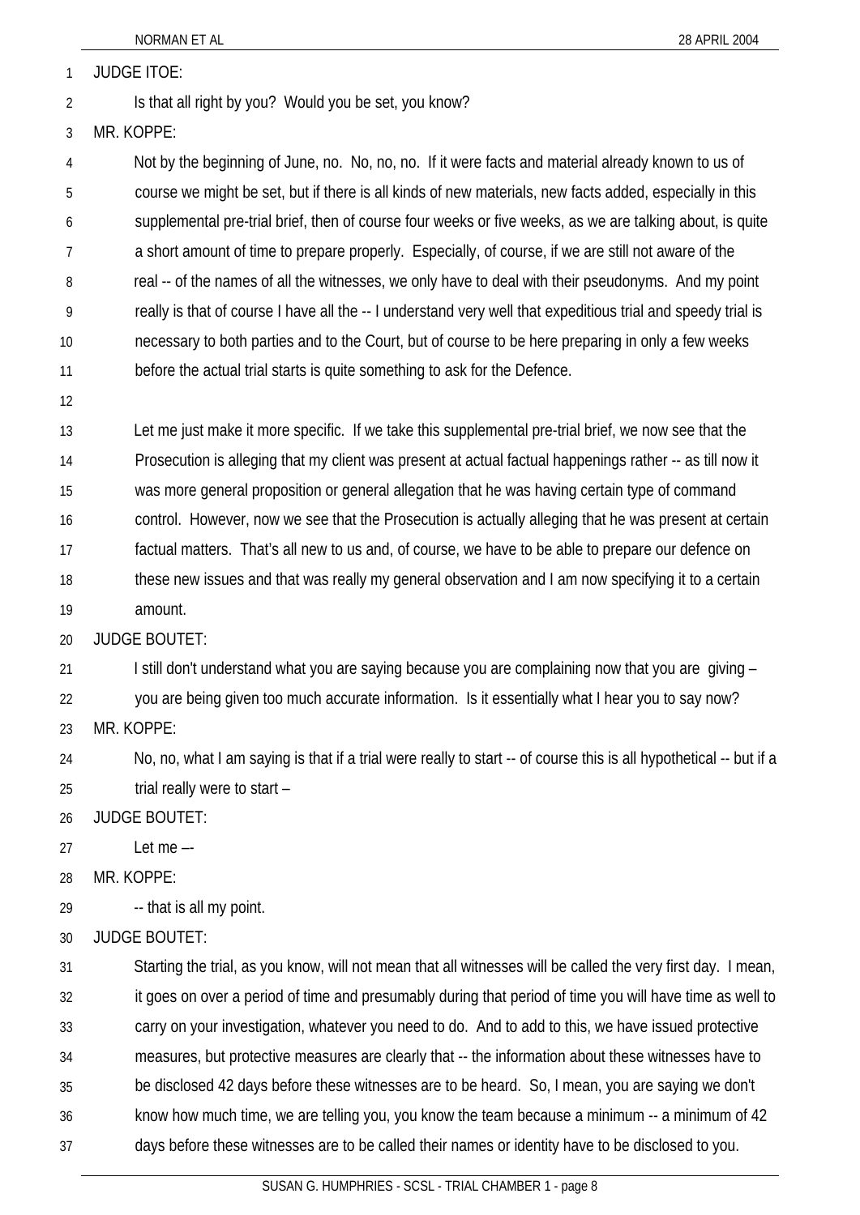JUDGE ITOE:

Is that all right by you? Would you be set, you know?

MR. KOPPE:

Not by the beginning of June, no. No, no, no. If it were facts and material already known to us of course we might be set, but if there is all kinds of new materials, new facts added, especially in this supplemental pre-trial brief, then of course four weeks or five weeks, as we are talking about, is quite a short amount of time to prepare properly. Especially, of course, if we are still not aware of the real -- of the names of all the witnesses, we only have to deal with their pseudonyms. And my point really is that of course I have all the -- I understand very well that expeditious trial and speedy trial is necessary to both parties and to the Court, but of course to be here preparing in only a few weeks before the actual trial starts is quite something to ask for the Defence.

Let me just make it more specific. If we take this supplemental pre-trial brief, we now see that the Prosecution is alleging that my client was present at actual factual happenings rather -- as till now it was more general proposition or general allegation that he was having certain type of command control. However, now we see that the Prosecution is actually alleging that he was present at certain factual matters. That's all new to us and, of course, we have to be able to prepare our defence on these new issues and that was really my general observation and I am now specifying it to a certain amount.

JUDGE BOUTET:

I still don't understand what you are saying because you are complaining now that you are giving – you are being given too much accurate information. Is it essentially what I hear you to say now?

MR. KOPPE:

No, no, what I am saying is that if a trial were really to start -- of course this is all hypothetical -- but if a trial really were to start –

JUDGE BOUTET:

Let me –-

MR. KOPPE:

-- that is all my point.

JUDGE BOUTET:

Starting the trial, as you know, will not mean that all witnesses will be called the very first day. I mean, it goes on over a period of time and presumably during that period of time you will have time as well to carry on your investigation, whatever you need to do. And to add to this, we have issued protective measures, but protective measures are clearly that -- the information about these witnesses have to be disclosed 42 days before these witnesses are to be heard. So, I mean, you are saying we don't know how much time, we are telling you, you know the team because a minimum -- a minimum of 42 days before these witnesses are to be called their names or identity have to be disclosed to you.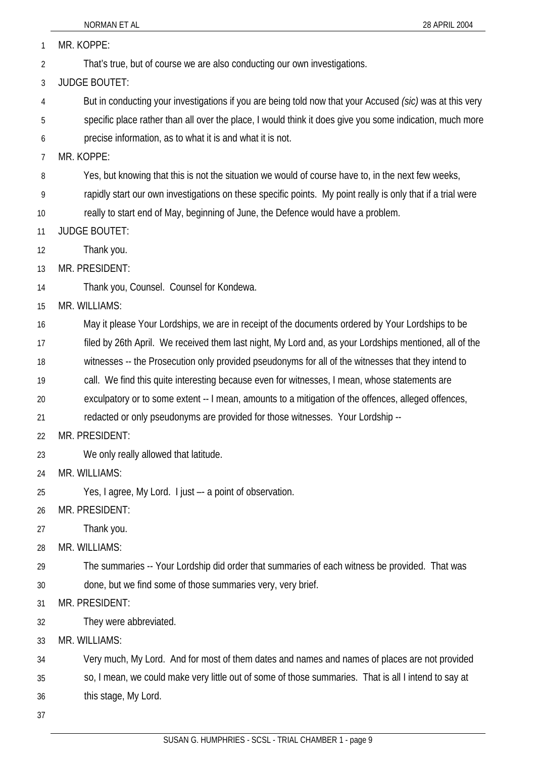MR. KOPPE:

That's true, but of course we are also conducting our own investigations.

JUDGE BOUTET:

But in conducting your investigations if you are being told now that your Accused *(sic)* was at this very specific place rather than all over the place, I would think it does give you some indication, much more precise information, as to what it is and what it is not.

MR. KOPPE:

Yes, but knowing that this is not the situation we would of course have to, in the next few weeks, rapidly start our own investigations on these specific points. My point really is only that if a trial were really to start end of May, beginning of June, the Defence would have a problem.

JUDGE BOUTET:

Thank you.

MR. PRESIDENT:

Thank you, Counsel. Counsel for Kondewa.

MR. WILLIAMS:

May it please Your Lordships, we are in receipt of the documents ordered by Your Lordships to be filed by 26th April. We received them last night, My Lord and, as your Lordships mentioned, all of the witnesses -- the Prosecution only provided pseudonyms for all of the witnesses that they intend to call. We find this quite interesting because even for witnesses, I mean, whose statements are exculpatory or to some extent -- I mean, amounts to a mitigation of the offences, alleged offences, redacted or only pseudonyms are provided for those witnesses. Your Lordship --

MR. PRESIDENT:

We only really allowed that latitude.

MR. WILLIAMS:

Yes, I agree, My Lord. I just –- a point of observation.

MR. PRESIDENT:

Thank you.

MR. WILLIAMS:

The summaries -- Your Lordship did order that summaries of each witness be provided. That was done, but we find some of those summaries very, very brief.

MR. PRESIDENT:

They were abbreviated.

MR. WILLIAMS:

Very much, My Lord. And for most of them dates and names and names of places are not provided so, I mean, we could make very little out of some of those summaries. That is all I intend to say at this stage, My Lord.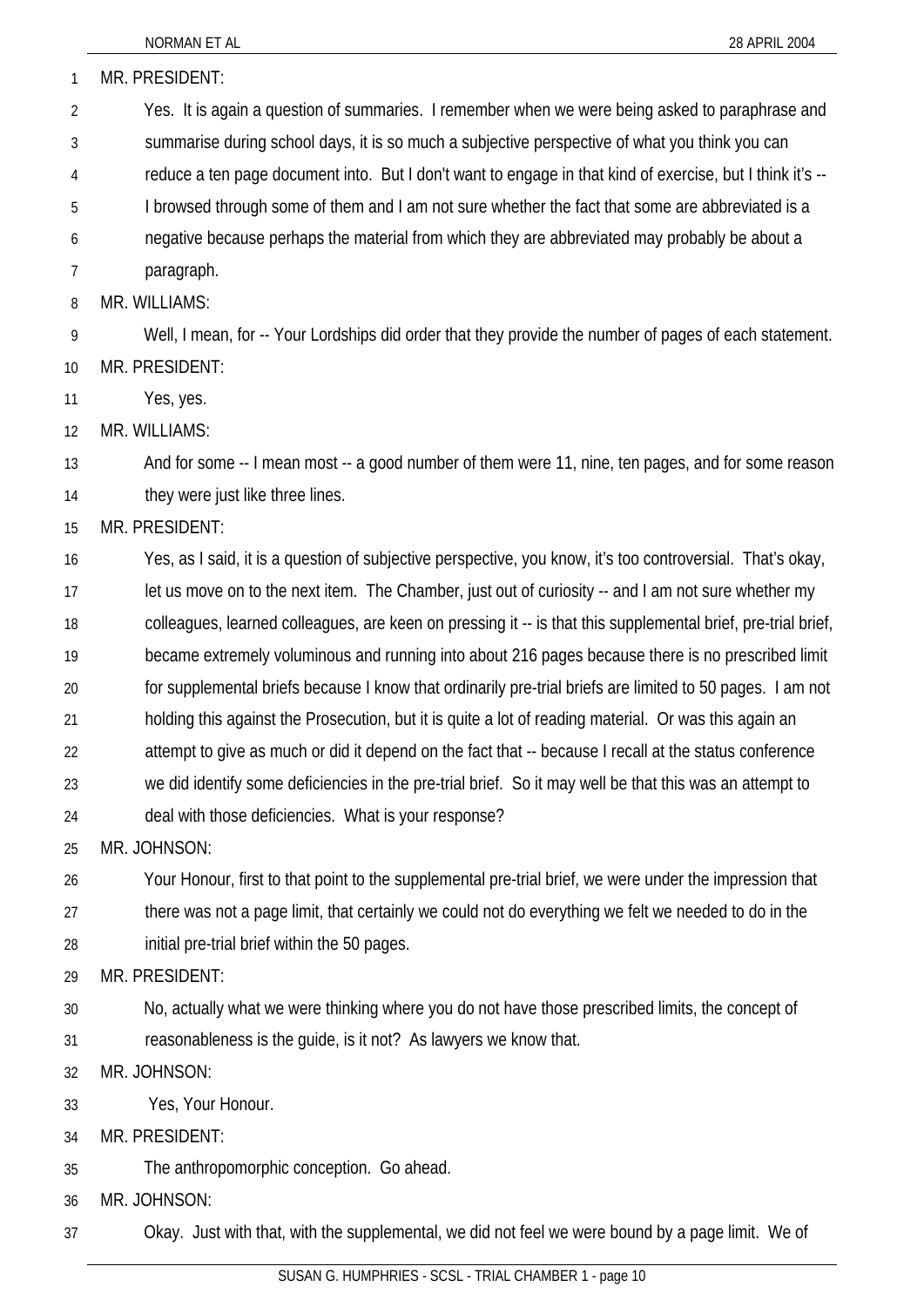MR. PRESIDENT:

Yes. It is again a question of summaries. I remember when we were being asked to paraphrase and summarise during school days, it is so much a subjective perspective of what you think you can reduce a ten page document into. But I don't want to engage in that kind of exercise, but I think it's -- I browsed through some of them and I am not sure whether the fact that some are abbreviated is a negative because perhaps the material from which they are abbreviated may probably be about a paragraph.

MR. WILLIAMS:

Well, I mean, for -- Your Lordships did order that they provide the number of pages of each statement.

MR. PRESIDENT:

Yes, yes.

MR. WILLIAMS:

And for some -- I mean most -- a good number of them were 11, nine, ten pages, and for some reason they were just like three lines.

MR. PRESIDENT:

Yes, as I said, it is a question of subjective perspective, you know, it's too controversial. That's okay, let us move on to the next item. The Chamber, just out of curiosity -- and I am not sure whether my colleagues, learned colleagues, are keen on pressing it -- is that this supplemental brief, pre-trial brief, became extremely voluminous and running into about 216 pages because there is no prescribed limit for supplemental briefs because I know that ordinarily pre-trial briefs are limited to 50 pages. I am not holding this against the Prosecution, but it is quite a lot of reading material. Or was this again an attempt to give as much or did it depend on the fact that -- because I recall at the status conference we did identify some deficiencies in the pre-trial brief. So it may well be that this was an attempt to deal with those deficiencies. What is your response?

MR. JOHNSON:

Your Honour, first to that point to the supplemental pre-trial brief, we were under the impression that there was not a page limit, that certainly we could not do everything we felt we needed to do in the initial pre-trial brief within the 50 pages.

MR. PRESIDENT:

No, actually what we were thinking where you do not have those prescribed limits, the concept of reasonableness is the guide, is it not? As lawyers we know that.

MR. JOHNSON:

Yes, Your Honour.

MR. PRESIDENT:

The anthropomorphic conception. Go ahead.

MR. JOHNSON:

Okay. Just with that, with the supplemental, we did not feel we were bound by a page limit. We of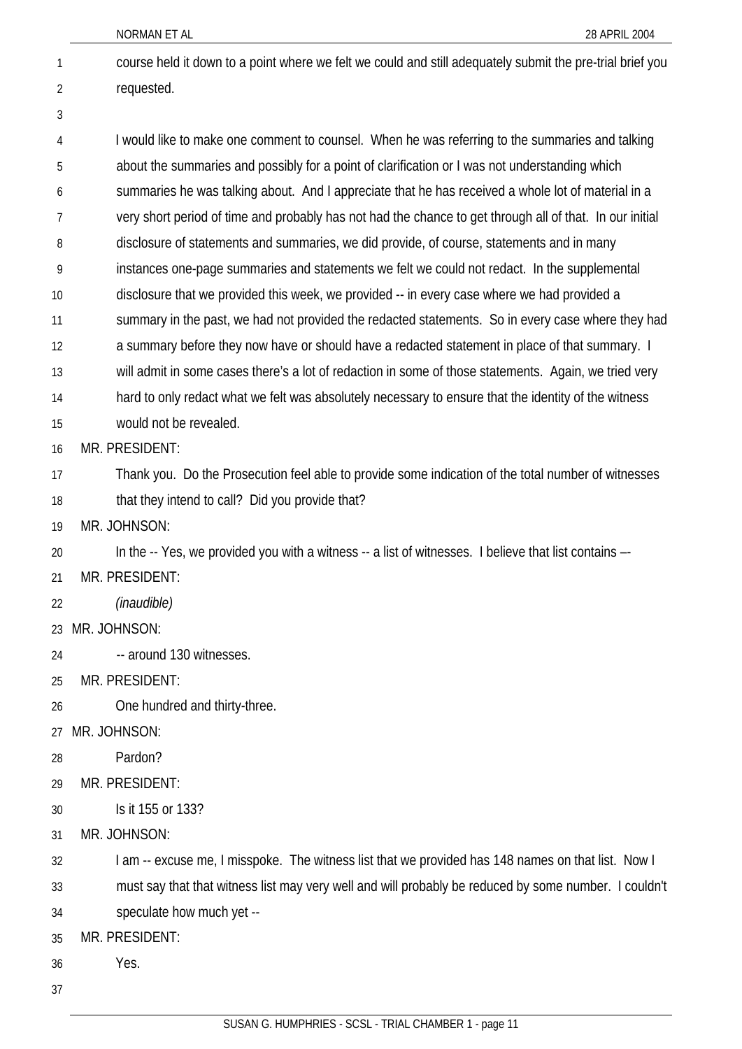course held it down to a point where we felt we could and still adequately submit the pre-trial brief you requested.

I would like to make one comment to counsel. When he was referring to the summaries and talking about the summaries and possibly for a point of clarification or I was not understanding which summaries he was talking about. And I appreciate that he has received a whole lot of material in a very short period of time and probably has not had the chance to get through all of that. In our initial disclosure of statements and summaries, we did provide, of course, statements and in many instances one-page summaries and statements we felt we could not redact. In the supplemental disclosure that we provided this week, we provided -- in every case where we had provided a summary in the past, we had not provided the redacted statements. So in every case where they had a summary before they now have or should have a redacted statement in place of that summary. I will admit in some cases there's a lot of redaction in some of those statements. Again, we tried very hard to only redact what we felt was absolutely necessary to ensure that the identity of the witness would not be revealed.

MR. PRESIDENT:

Thank you. Do the Prosecution feel able to provide some indication of the total number of witnesses that they intend to call? Did you provide that?

MR. JOHNSON:

In the -- Yes, we provided you with a witness -- a list of witnesses. I believe that list contains –-

MR. PRESIDENT:

*(inaudible)*

MR. JOHNSON:

-- around 130 witnesses.

MR. PRESIDENT:

One hundred and thirty-three.

MR. JOHNSON:

Pardon?

MR. PRESIDENT:

Is it 155 or 133?

MR. JOHNSON:

I am -- excuse me, I misspoke. The witness list that we provided has 148 names on that list. Now I must say that that witness list may very well and will probably be reduced by some number. I couldn't speculate how much yet --

MR. PRESIDENT:

Yes.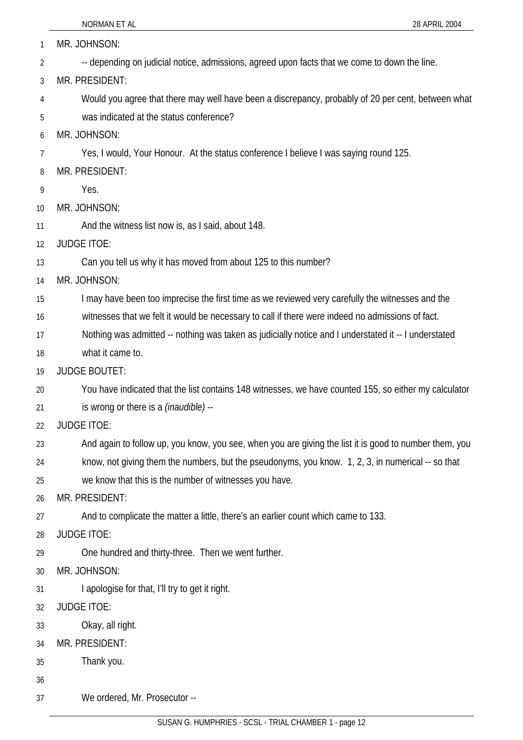MR. JOHNSON:

-- depending on judicial notice, admissions, agreed upon facts that we come to down the line.

MR. PRESIDENT:

Would you agree that there may well have been a discrepancy, probably of 20 per cent, between what was indicated at the status conference?

MR. JOHNSON:

Yes, I would, Your Honour. At the status conference I believe I was saying round 125.

MR. PRESIDENT:

Yes.

MR. JOHNSON:

And the witness list now is, as I said, about 148.

JUDGE ITOE:

Can you tell us why it has moved from about 125 to this number?

MR. JOHNSON:

I may have been too imprecise the first time as we reviewed very carefully the witnesses and the witnesses that we felt it would be necessary to call if there were indeed no admissions of fact. Nothing was admitted -- nothing was taken as judicially notice and I understated it -- I understated what it came to.

JUDGE BOUTET:

You have indicated that the list contains 148 witnesses, we have counted 155, so either my calculator is wrong or there is a *(inaudible)* --

JUDGE ITOE:

And again to follow up, you know, you see, when you are giving the list it is good to number them, you know, not giving them the numbers, but the pseudonyms, you know. 1, 2, 3, in numerical -- so that we know that this is the number of witnesses you have.

MR. PRESIDENT:

And to complicate the matter a little, there's an earlier count which came to 133.

JUDGE ITOE:

One hundred and thirty-three. Then we went further.

MR. JOHNSON:

I apologise for that, I'll try to get it right.

JUDGE ITOE:

Okay, all right.

MR. PRESIDENT:

Thank you.

We ordered, Mr. Prosecutor --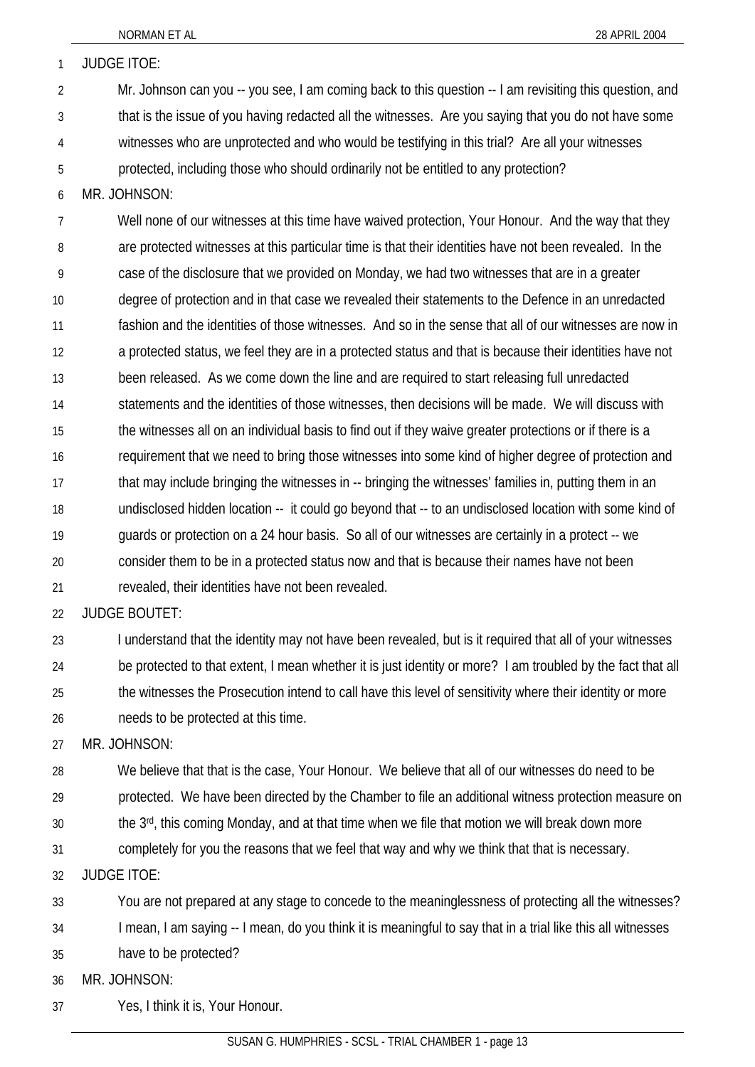JUDGE ITOE:

Mr. Johnson can you -- you see, I am coming back to this question -- I am revisiting this question, and that is the issue of you having redacted all the witnesses. Are you saying that you do not have some witnesses who are unprotected and who would be testifying in this trial? Are all your witnesses protected, including those who should ordinarily not be entitled to any protection?

MR. JOHNSON:

Well none of our witnesses at this time have waived protection, Your Honour. And the way that they are protected witnesses at this particular time is that their identities have not been revealed. In the case of the disclosure that we provided on Monday, we had two witnesses that are in a greater degree of protection and in that case we revealed their statements to the Defence in an unredacted fashion and the identities of those witnesses. And so in the sense that all of our witnesses are now in a protected status, we feel they are in a protected status and that is because their identities have not been released. As we come down the line and are required to start releasing full unredacted statements and the identities of those witnesses, then decisions will be made. We will discuss with the witnesses all on an individual basis to find out if they waive greater protections or if there is a requirement that we need to bring those witnesses into some kind of higher degree of protection and that may include bringing the witnesses in -- bringing the witnesses' families in, putting them in an undisclosed hidden location -- it could go beyond that -- to an undisclosed location with some kind of guards or protection on a 24 hour basis. So all of our witnesses are certainly in a protect -- we consider them to be in a protected status now and that is because their names have not been revealed, their identities have not been revealed.

JUDGE BOUTET:

I understand that the identity may not have been revealed, but is it required that all of your witnesses be protected to that extent, I mean whether it is just identity or more? I am troubled by the fact that all the witnesses the Prosecution intend to call have this level of sensitivity where their identity or more needs to be protected at this time.

MR. JOHNSON:

We believe that that is the case, Your Honour. We believe that all of our witnesses do need to be protected. We have been directed by the Chamber to file an additional witness protection measure on the 3rd, this coming Monday, and at that time when we file that motion we will break down more completely for you the reasons that we feel that way and why we think that that is necessary.

JUDGE ITOE:

You are not prepared at any stage to concede to the meaninglessness of protecting all the witnesses? I mean, I am saying -- I mean, do you think it is meaningful to say that in a trial like this all witnesses have to be protected?

MR. JOHNSON:

Yes, I think it is, Your Honour.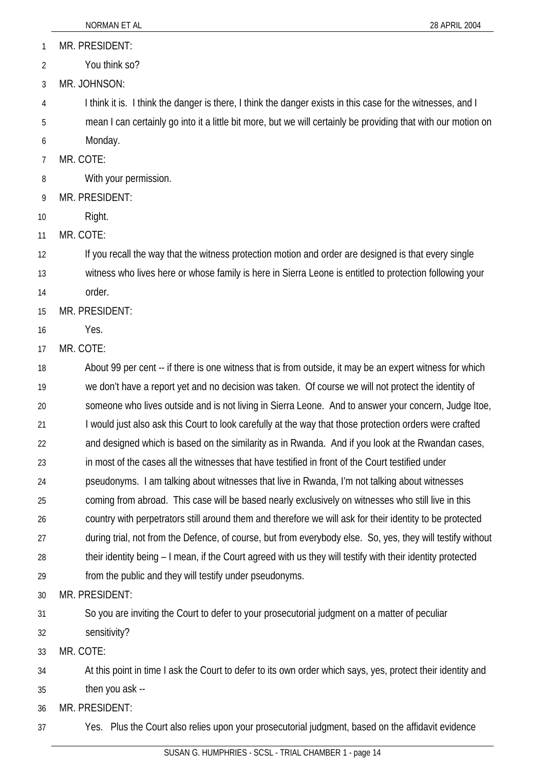MR. PRESIDENT:

You think so?

MR. JOHNSON:

I think it is. I think the danger is there, I think the danger exists in this case for the witnesses, and I mean I can certainly go into it a little bit more, but we will certainly be providing that with our motion on Monday.

MR. COTE:

With your permission.

MR. PRESIDENT:

Right.

MR. COTE:

If you recall the way that the witness protection motion and order are designed is that every single witness who lives here or whose family is here in Sierra Leone is entitled to protection following your order.

MR. PRESIDENT:

Yes.

MR. COTE:

About 99 per cent -- if there is one witness that is from outside, it may be an expert witness for which we don't have a report yet and no decision was taken. Of course we will not protect the identity of someone who lives outside and is not living in Sierra Leone. And to answer your concern, Judge Itoe, I would just also ask this Court to look carefully at the way that those protection orders were crafted and designed which is based on the similarity as in Rwanda. And if you look at the Rwandan cases, in most of the cases all the witnesses that have testified in front of the Court testified under pseudonyms. I am talking about witnesses that live in Rwanda, I'm not talking about witnesses coming from abroad. This case will be based nearly exclusively on witnesses who still live in this country with perpetrators still around them and therefore we will ask for their identity to be protected during trial, not from the Defence, of course, but from everybody else. So, yes, they will testify without their identity being – I mean, if the Court agreed with us they will testify with their identity protected from the public and they will testify under pseudonyms.

MR. PRESIDENT:

So you are inviting the Court to defer to your prosecutorial judgment on a matter of peculiar sensitivity?

MR. COTE:

At this point in time I ask the Court to defer to its own order which says, yes, protect their identity and then you ask --

MR. PRESIDENT:

Yes. Plus the Court also relies upon your prosecutorial judgment, based on the affidavit evidence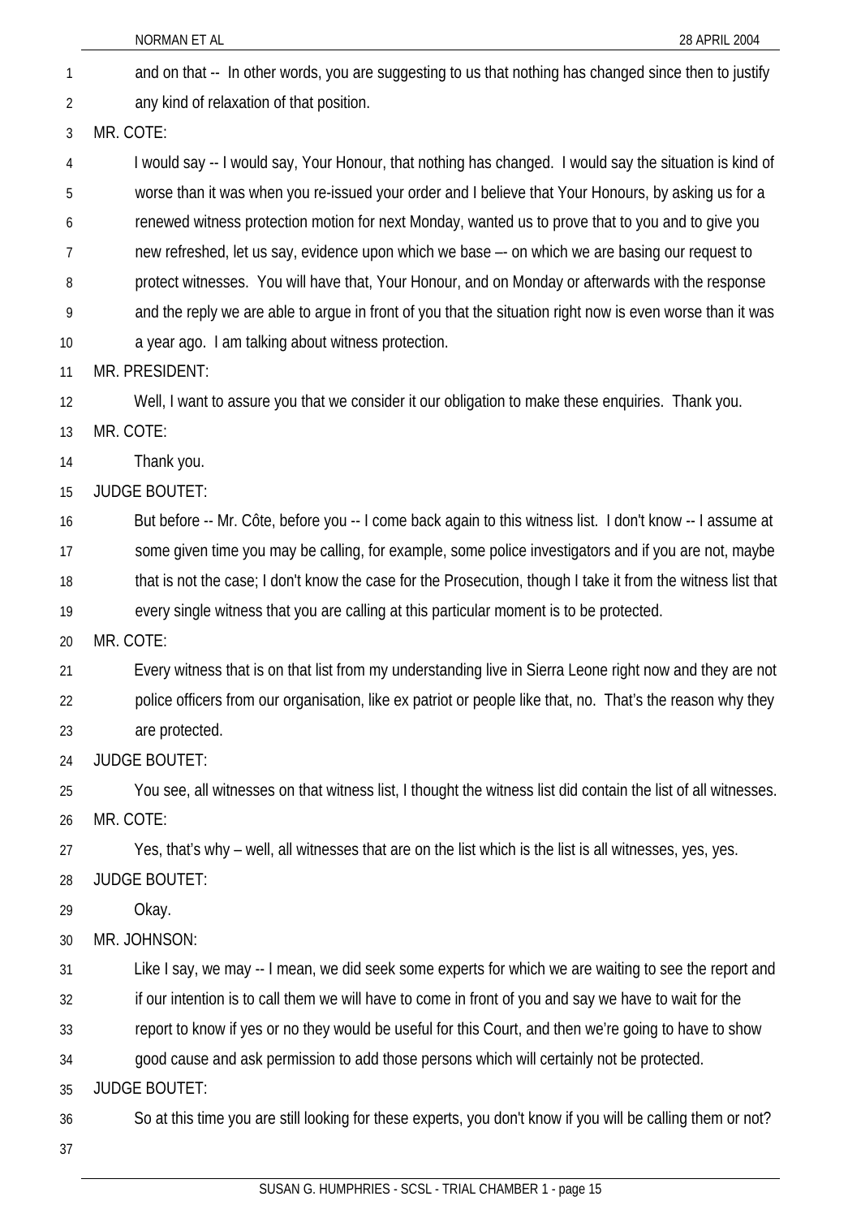and on that -- In other words, you are suggesting to us that nothing has changed since then to justify any kind of relaxation of that position.

MR. COTE:

I would say -- I would say, Your Honour, that nothing has changed. I would say the situation is kind of worse than it was when you re-issued your order and I believe that Your Honours, by asking us for a renewed witness protection motion for next Monday, wanted us to prove that to you and to give you new refreshed, let us say, evidence upon which we base –- on which we are basing our request to protect witnesses. You will have that, Your Honour, and on Monday or afterwards with the response and the reply we are able to argue in front of you that the situation right now is even worse than it was a year ago. I am talking about witness protection.

MR. PRESIDENT:

Well, I want to assure you that we consider it our obligation to make these enquiries. Thank you.

MR. COTE:

Thank you.

JUDGE BOUTET:

But before -- Mr. Côte, before you -- I come back again to this witness list. I don't know -- I assume at some given time you may be calling, for example, some police investigators and if you are not, maybe that is not the case; I don't know the case for the Prosecution, though I take it from the witness list that every single witness that you are calling at this particular moment is to be protected.

MR. COTE:

Every witness that is on that list from my understanding live in Sierra Leone right now and they are not police officers from our organisation, like ex patriot or people like that, no. That's the reason why they are protected.

JUDGE BOUTET:

You see, all witnesses on that witness list, I thought the witness list did contain the list of all witnesses.

MR. COTE:

Yes, that's why – well, all witnesses that are on the list which is the list is all witnesses, yes, yes.

JUDGE BOUTET:

Okay.

MR. JOHNSON:

Like I say, we may -- I mean, we did seek some experts for which we are waiting to see the report and if our intention is to call them we will have to come in front of you and say we have to wait for the report to know if yes or no they would be useful for this Court, and then we're going to have to show good cause and ask permission to add those persons which will certainly not be protected.

JUDGE BOUTET:

So at this time you are still looking for these experts, you don't know if you will be calling them or not?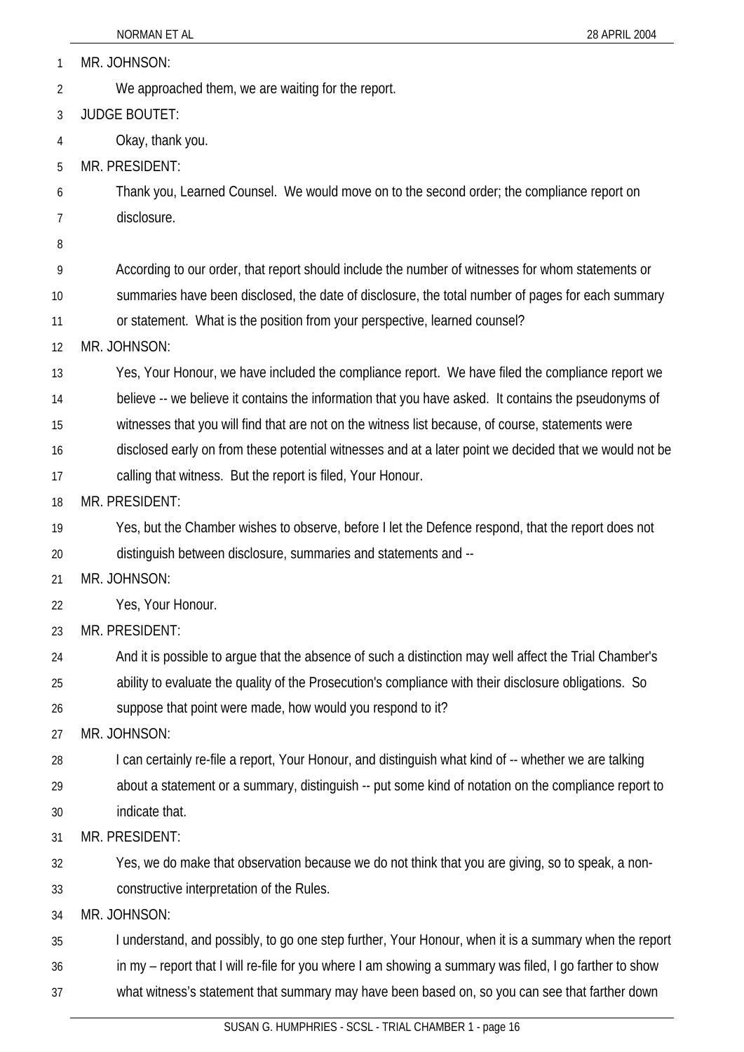MR. JOHNSON:

We approached them, we are waiting for the report.

JUDGE BOUTET:

Okay, thank you.

MR. PRESIDENT:

Thank you, Learned Counsel. We would move on to the second order; the compliance report on disclosure.

According to our order, that report should include the number of witnesses for whom statements or summaries have been disclosed, the date of disclosure, the total number of pages for each summary or statement. What is the position from your perspective, learned counsel?

MR. JOHNSON:

Yes, Your Honour, we have included the compliance report. We have filed the compliance report we believe -- we believe it contains the information that you have asked. It contains the pseudonyms of witnesses that you will find that are not on the witness list because, of course, statements were disclosed early on from these potential witnesses and at a later point we decided that we would not be calling that witness. But the report is filed, Your Honour.

MR. PRESIDENT:

Yes, but the Chamber wishes to observe, before I let the Defence respond, that the report does not distinguish between disclosure, summaries and statements and --

MR. JOHNSON:

Yes, Your Honour.

MR. PRESIDENT:

And it is possible to argue that the absence of such a distinction may well affect the Trial Chamber's ability to evaluate the quality of the Prosecution's compliance with their disclosure obligations. So suppose that point were made, how would you respond to it?

MR. JOHNSON:

I can certainly re-file a report, Your Honour, and distinguish what kind of -- whether we are talking about a statement or a summary, distinguish -- put some kind of notation on the compliance report to indicate that.

MR. PRESIDENT:

Yes, we do make that observation because we do not think that you are giving, so to speak, a non-constructive interpretation of the Rules.

MR. JOHNSON:

I understand, and possibly, to go one step further, Your Honour, when it is a summary when the report in my – report that I will re-file for you where I am showing a summary was filed, I go farther to show what witness's statement that summary may have been based on, so you can see that farther down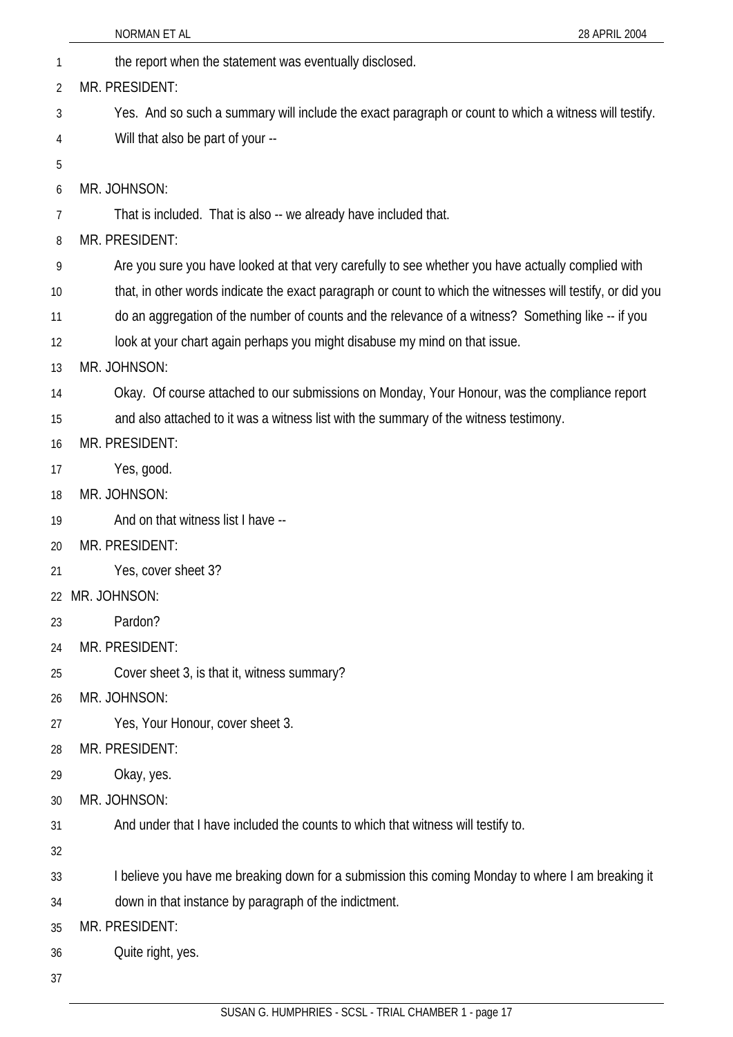the report when the statement was eventually disclosed.

MR. PRESIDENT:

Yes. And so such a summary will include the exact paragraph or count to which a witness will testify. Will that also be part of your --

MR. JOHNSON:

That is included. That is also -- we already have included that.

MR. PRESIDENT:

Are you sure you have looked at that very carefully to see whether you have actually complied with that, in other words indicate the exact paragraph or count to which the witnesses will testify, or did you do an aggregation of the number of counts and the relevance of a witness? Something like -- if you look at your chart again perhaps you might disabuse my mind on that issue.

MR. JOHNSON:

Okay. Of course attached to our submissions on Monday, Your Honour, was the compliance report and also attached to it was a witness list with the summary of the witness testimony.

MR. PRESIDENT:

Yes, good.

MR. JOHNSON:

And on that witness list I have --

MR. PRESIDENT:

Yes, cover sheet 3?

MR. JOHNSON:

Pardon?

MR. PRESIDENT:

Cover sheet 3, is that it, witness summary?

MR. JOHNSON:

Yes, Your Honour, cover sheet 3.

MR. PRESIDENT:

Okay, yes.

MR. JOHNSON:

And under that I have included the counts to which that witness will testify to.

I believe you have me breaking down for a submission this coming Monday to where I am breaking it down in that instance by paragraph of the indictment.

MR. PRESIDENT:

Quite right, yes.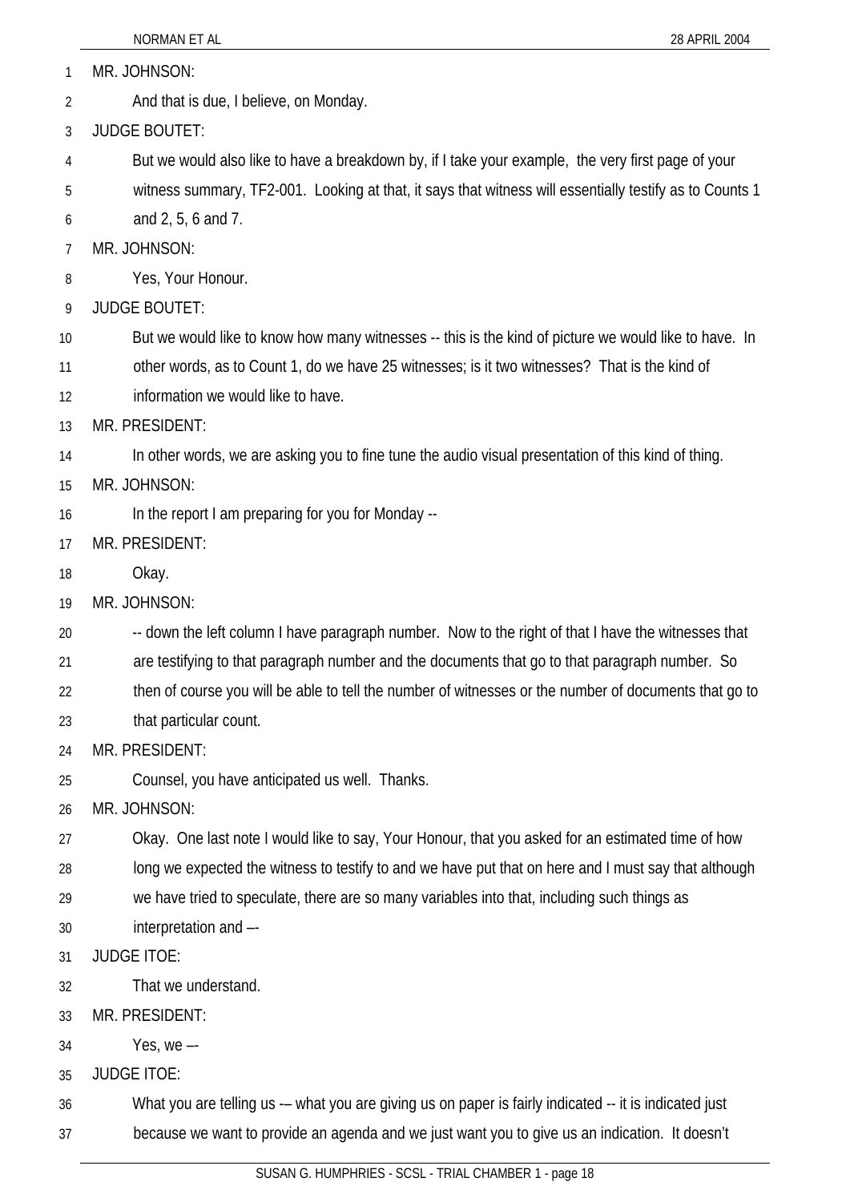MR. JOHNSON:

And that is due, I believe, on Monday.

JUDGE BOUTET:

But we would also like to have a breakdown by, if I take your example, the very first page of your witness summary, TF2-001. Looking at that, it says that witness will essentially testify as to Counts 1 and 2, 5, 6 and 7.

MR. JOHNSON:

Yes, Your Honour.

JUDGE BOUTET:

But we would like to know how many witnesses -- this is the kind of picture we would like to have. In other words, as to Count 1, do we have 25 witnesses; is it two witnesses? That is the kind of information we would like to have.

MR. PRESIDENT:

In other words, we are asking you to fine tune the audio visual presentation of this kind of thing.

MR. JOHNSON:

In the report I am preparing for you for Monday --

MR. PRESIDENT:

Okay.

MR. JOHNSON:

-- down the left column I have paragraph number. Now to the right of that I have the witnesses that are testifying to that paragraph number and the documents that go to that paragraph number. So then of course you will be able to tell the number of witnesses or the number of documents that go to that particular count.

MR. PRESIDENT:

Counsel, you have anticipated us well. Thanks.

MR. JOHNSON:

Okay. One last note I would like to say, Your Honour, that you asked for an estimated time of how long we expected the witness to testify to and we have put that on here and I must say that although we have tried to speculate, there are so many variables into that, including such things as interpretation and –-

JUDGE ITOE:

That we understand.

MR. PRESIDENT:

Yes, we –-

JUDGE ITOE:

What you are telling us -– what you are giving us on paper is fairly indicated -- it is indicated just because we want to provide an agenda and we just want you to give us an indication. It doesn't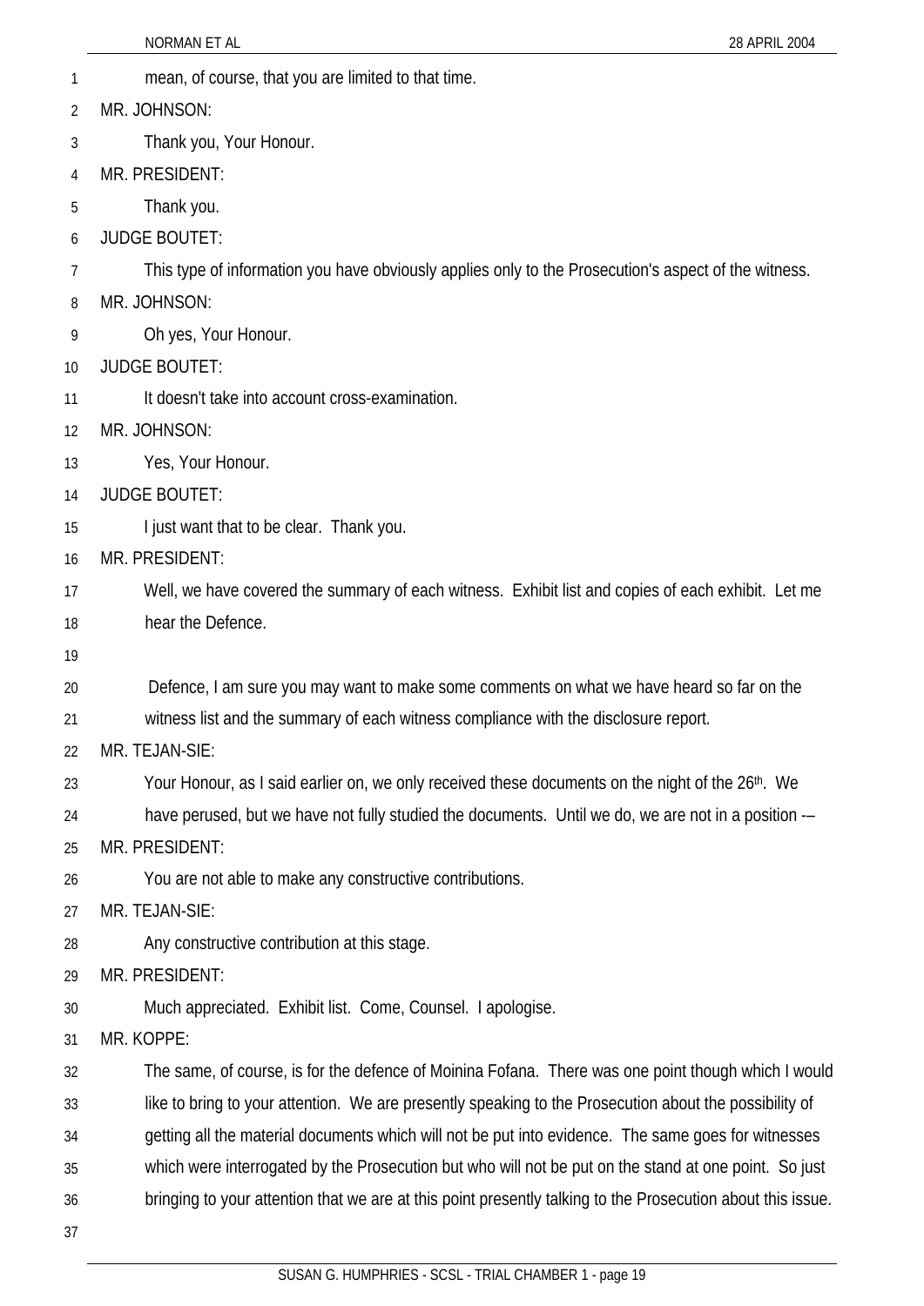mean, of course, that you are limited to that time.

MR. JOHNSON:

Thank you, Your Honour.

MR. PRESIDENT:

Thank you.

JUDGE BOUTET:

This type of information you have obviously applies only to the Prosecution's aspect of the witness.

MR. JOHNSON:

Oh yes, Your Honour.

JUDGE BOUTET:

It doesn't take into account cross-examination.

MR. JOHNSON:

Yes, Your Honour.

JUDGE BOUTET:

I just want that to be clear. Thank you.

MR. PRESIDENT:

Well, we have covered the summary of each witness. Exhibit list and copies of each exhibit. Let me hear the Defence.

Defence, I am sure you may want to make some comments on what we have heard so far on the witness list and the summary of each witness compliance with the disclosure report.

MR. TEJAN-SIE:

Your Honour, as I said earlier on, we only received these documents on the night of the 26th. We have perused, but we have not fully studied the documents. Until we do, we are not in a position -–

MR. PRESIDENT:

You are not able to make any constructive contributions.

MR. TEJAN-SIE:

Any constructive contribution at this stage.

MR. PRESIDENT:

Much appreciated. Exhibit list. Come, Counsel. I apologise.

MR. KOPPE:

The same, of course, is for the defence of Moinina Fofana. There was one point though which I would like to bring to your attention. We are presently speaking to the Prosecution about the possibility of getting all the material documents which will not be put into evidence. The same goes for witnesses which were interrogated by the Prosecution but who will not be put on the stand at one point. So just bringing to your attention that we are at this point presently talking to the Prosecution about this issue.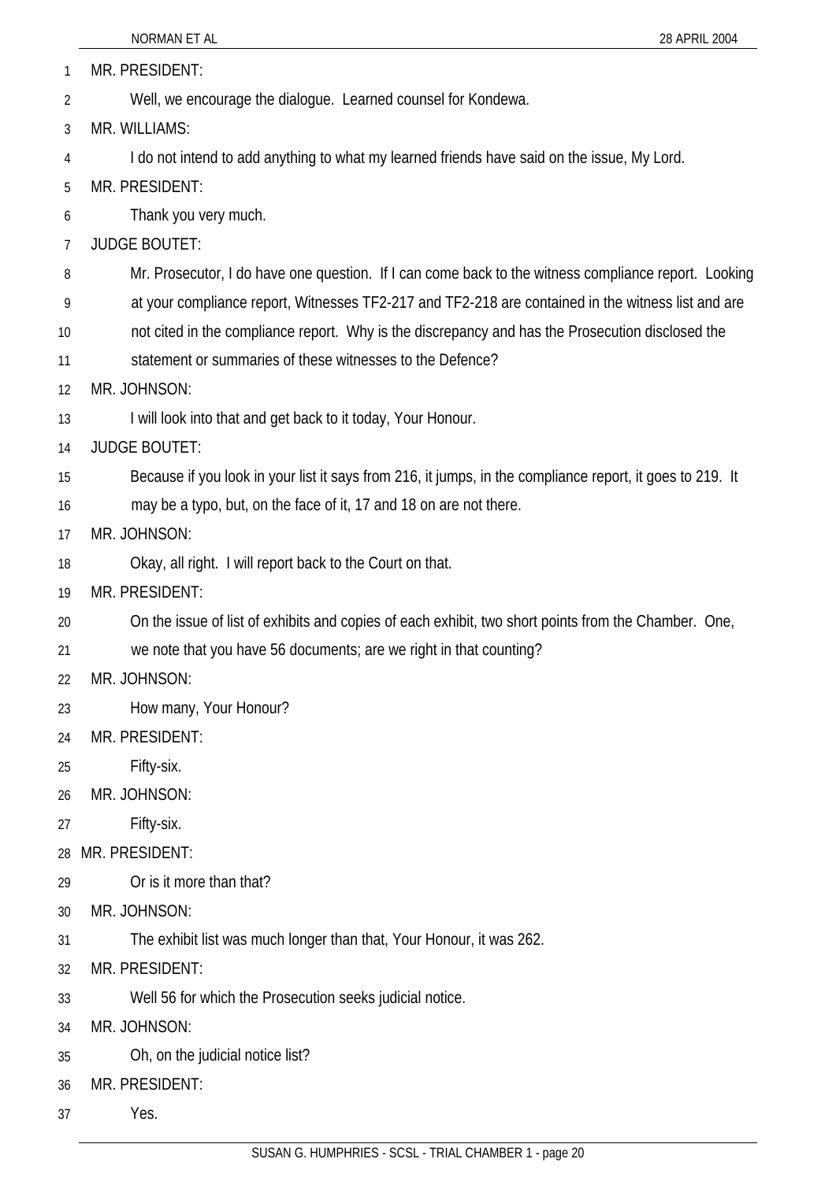MR. PRESIDENT:

Well, we encourage the dialogue. Learned counsel for Kondewa.

MR. WILLIAMS:

I do not intend to add anything to what my learned friends have said on the issue, My Lord.

MR. PRESIDENT:

Thank you very much.

JUDGE BOUTET:

Mr. Prosecutor, I do have one question. If I can come back to the witness compliance report. Looking at your compliance report, Witnesses TF2-217 and TF2-218 are contained in the witness list and are not cited in the compliance report. Why is the discrepancy and has the Prosecution disclosed the statement or summaries of these witnesses to the Defence?

MR. JOHNSON:

I will look into that and get back to it today, Your Honour.

JUDGE BOUTET:

Because if you look in your list it says from 216, it jumps, in the compliance report, it goes to 219. It may be a typo, but, on the face of it, 17 and 18 on are not there.

MR. JOHNSON:

Okay, all right. I will report back to the Court on that.

MR. PRESIDENT:

On the issue of list of exhibits and copies of each exhibit, two short points from the Chamber. One, we note that you have 56 documents; are we right in that counting?

MR. JOHNSON:

How many, Your Honour?

MR. PRESIDENT:

Fifty-six.

MR. JOHNSON:

Fifty-six.

MR. PRESIDENT:

Or is it more than that?

MR. JOHNSON:

The exhibit list was much longer than that, Your Honour, it was 262.

MR. PRESIDENT:

Well 56 for which the Prosecution seeks judicial notice.

MR. JOHNSON:

Oh, on the judicial notice list?

MR. PRESIDENT:

Yes.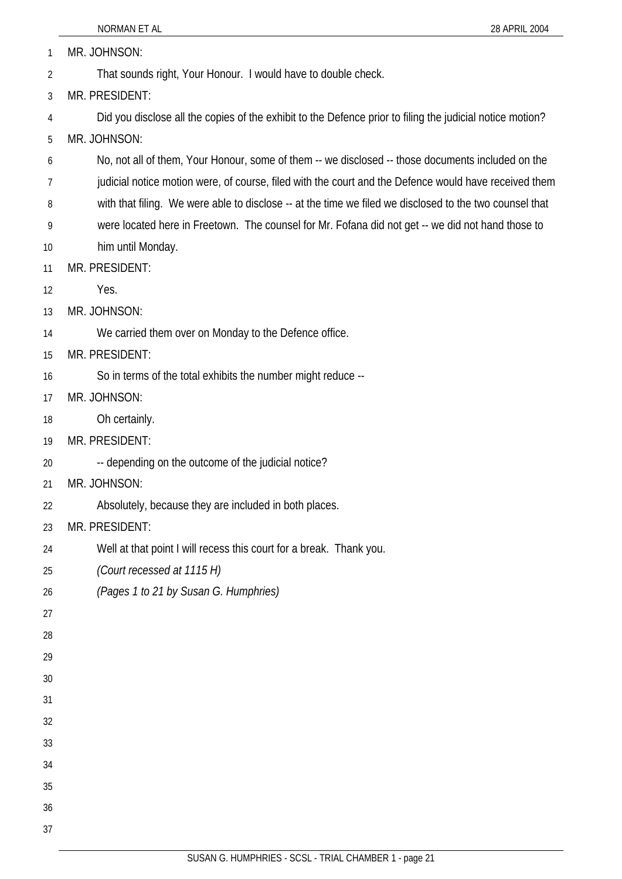MR. JOHNSON:

That sounds right, Your Honour. I would have to double check.

MR. PRESIDENT:

Did you disclose all the copies of the exhibit to the Defence prior to filing the judicial notice motion?

MR. JOHNSON:

No, not all of them, Your Honour, some of them -- we disclosed -- those documents included on the judicial notice motion were, of course, filed with the court and the Defence would have received them with that filing. We were able to disclose -- at the time we filed we disclosed to the two counsel that were located here in Freetown. The counsel for Mr. Fofana did not get -- we did not hand those to him until Monday.

MR. PRESIDENT:

Yes.

MR. JOHNSON:

We carried them over on Monday to the Defence office.

MR. PRESIDENT:

So in terms of the total exhibits the number might reduce --

MR. JOHNSON:

Oh certainly.

MR. PRESIDENT:

-- depending on the outcome of the judicial notice?

MR. JOHNSON:

Absolutely, because they are included in both places.

MR. PRESIDENT:

Well at that point I will recess this court for a break. Thank you.

*(Court recessed at 1115 H)*

*(Pages 1 to 21 by Susan G. Humphries)*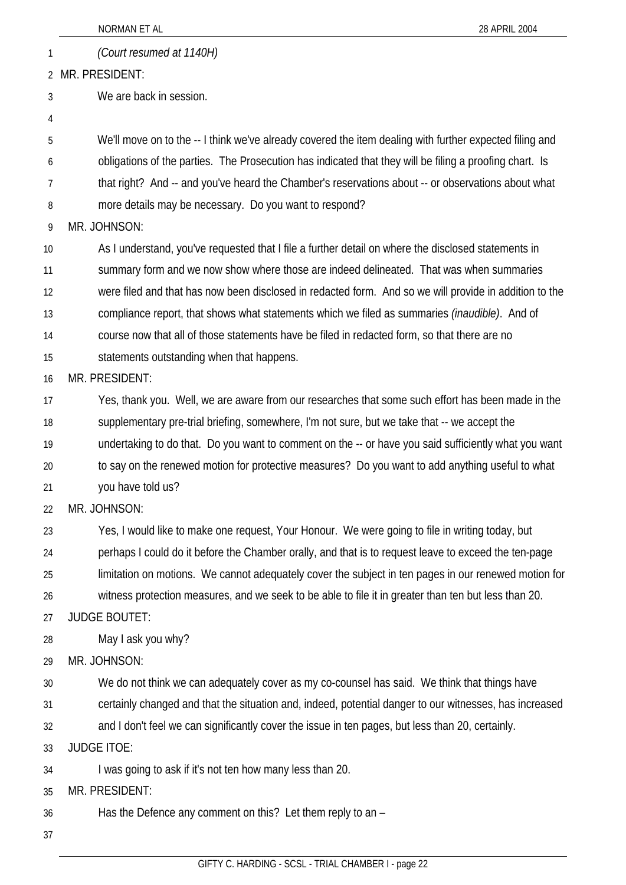*(Court resumed at 1140H)*

MR. PRESIDENT:

We are back in session.

We'll move on to the -- I think we've already covered the item dealing with further expected filing and obligations of the parties. The Prosecution has indicated that they will be filing a proofing chart. Is that right? And -- and you've heard the Chamber's reservations about -- or observations about what more details may be necessary. Do you want to respond?

MR. JOHNSON:

As I understand, you've requested that I file a further detail on where the disclosed statements in summary form and we now show where those are indeed delineated. That was when summaries were filed and that has now been disclosed in redacted form. And so we will provide in addition to the compliance report, that shows what statements which we filed as summaries *(inaudible)*. And of course now that all of those statements have be filed in redacted form, so that there are no statements outstanding when that happens.

MR. PRESIDENT:

Yes, thank you. Well, we are aware from our researches that some such effort has been made in the supplementary pre-trial briefing, somewhere, I'm not sure, but we take that -- we accept the undertaking to do that. Do you want to comment on the -- or have you said sufficiently what you want to say on the renewed motion for protective measures? Do you want to add anything useful to what you have told us?

MR. JOHNSON:

Yes, I would like to make one request, Your Honour. We were going to file in writing today, but perhaps I could do it before the Chamber orally, and that is to request leave to exceed the ten-page limitation on motions. We cannot adequately cover the subject in ten pages in our renewed motion for witness protection measures, and we seek to be able to file it in greater than ten but less than 20.

JUDGE BOUTET:

May I ask you why?

MR. JOHNSON:

We do not think we can adequately cover as my co-counsel has said. We think that things have certainly changed and that the situation and, indeed, potential danger to our witnesses, has increased and I don't feel we can significantly cover the issue in ten pages, but less than 20, certainly.

JUDGE ITOE:

I was going to ask if it's not ten how many less than 20.

MR. PRESIDENT:

Has the Defence any comment on this? Let them reply to an –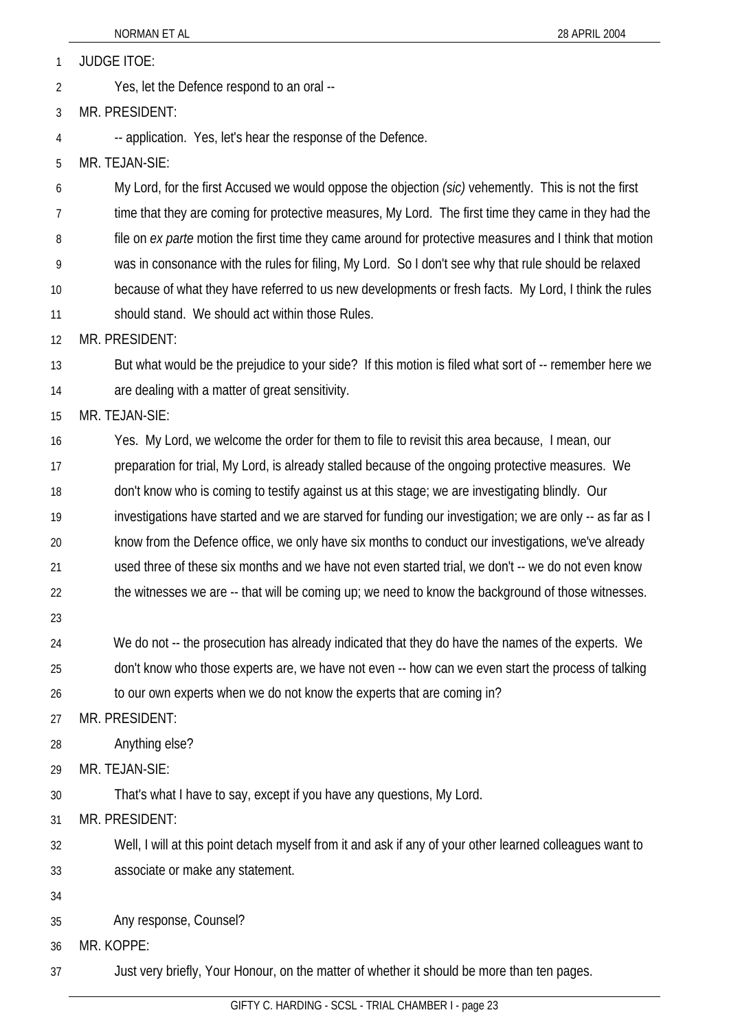JUDGE ITOE:

Yes, let the Defence respond to an oral --

MR. PRESIDENT:

-- application. Yes, let's hear the response of the Defence.

MR. TEJAN-SIE:

My Lord, for the first Accused we would oppose the objection *(sic)* vehemently. This is not the first time that they are coming for protective measures, My Lord. The first time they came in they had the file on *ex parte* motion the first time they came around for protective measures and I think that motion was in consonance with the rules for filing, My Lord. So I don't see why that rule should be relaxed because of what they have referred to us new developments or fresh facts. My Lord, I think the rules should stand. We should act within those Rules.

MR. PRESIDENT:

But what would be the prejudice to your side? If this motion is filed what sort of -- remember here we are dealing with a matter of great sensitivity.

MR. TEJAN-SIE:

Yes. My Lord, we welcome the order for them to file to revisit this area because, I mean, our preparation for trial, My Lord, is already stalled because of the ongoing protective measures. We don't know who is coming to testify against us at this stage; we are investigating blindly. Our investigations have started and we are starved for funding our investigation; we are only -- as far as I know from the Defence office, we only have six months to conduct our investigations, we've already used three of these six months and we have not even started trial, we don't -- we do not even know the witnesses we are -- that will be coming up; we need to know the background of those witnesses.

We do not -- the prosecution has already indicated that they do have the names of the experts. We don't know who those experts are, we have not even -- how can we even start the process of talking to our own experts when we do not know the experts that are coming in?

MR. PRESIDENT:

Anything else?

MR. TEJAN-SIE:

That's what I have to say, except if you have any questions, My Lord.

MR. PRESIDENT:

Well, I will at this point detach myself from it and ask if any of your other learned colleagues want to associate or make any statement.

Any response, Counsel?

MR. KOPPE:

Just very briefly, Your Honour, on the matter of whether it should be more than ten pages.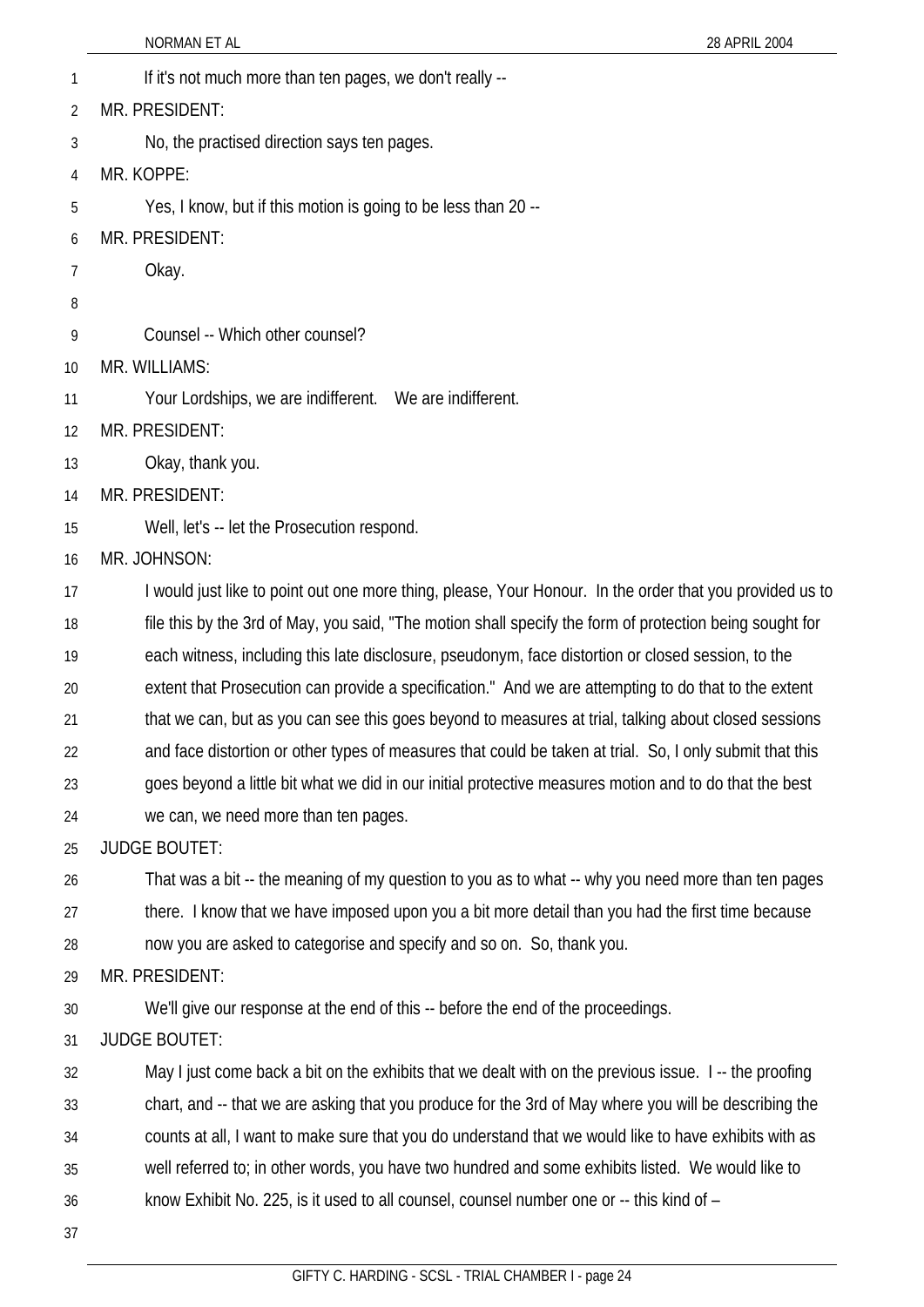If it's not much more than ten pages, we don't really --

MR. PRESIDENT:

No, the practised direction says ten pages.

MR. KOPPE:

Yes, I know, but if this motion is going to be less than 20 --

MR. PRESIDENT:

Okay.

Counsel -- Which other counsel?

MR. WILLIAMS:

Your Lordships, we are indifferent. We are indifferent.

MR. PRESIDENT:

Okay, thank you.

MR. PRESIDENT:

Well, let's -- let the Prosecution respond.

MR. JOHNSON:

I would just like to point out one more thing, please, Your Honour. In the order that you provided us to file this by the 3rd of May, you said, "The motion shall specify the form of protection being sought for each witness, including this late disclosure, pseudonym, face distortion or closed session, to the extent that Prosecution can provide a specification." And we are attempting to do that to the extent that we can, but as you can see this goes beyond to measures at trial, talking about closed sessions and face distortion or other types of measures that could be taken at trial. So, I only submit that this goes beyond a little bit what we did in our initial protective measures motion and to do that the best we can, we need more than ten pages.

JUDGE BOUTET:

That was a bit -- the meaning of my question to you as to what -- why you need more than ten pages there. I know that we have imposed upon you a bit more detail than you had the first time because now you are asked to categorise and specify and so on. So, thank you.

MR. PRESIDENT:

We'll give our response at the end of this -- before the end of the proceedings.

JUDGE BOUTET:

May I just come back a bit on the exhibits that we dealt with on the previous issue. I -- the proofing chart, and -- that we are asking that you produce for the 3rd of May where you will be describing the counts at all, I want to make sure that you do understand that we would like to have exhibits with as well referred to; in other words, you have two hundred and some exhibits listed. We would like to know Exhibit No. 225, is it used to all counsel, counsel number one or -- this kind of –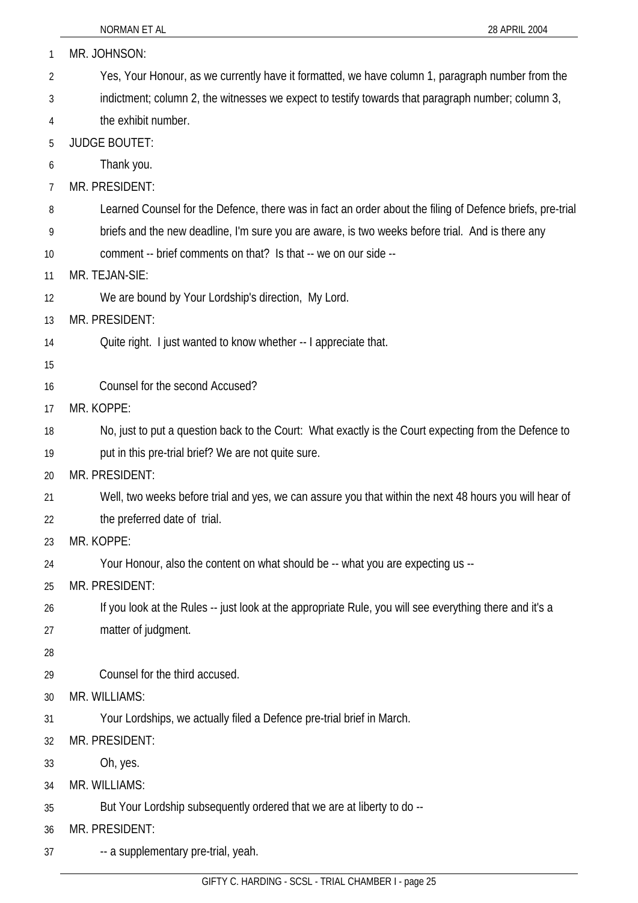MR. JOHNSON:

Yes, Your Honour, as we currently have it formatted, we have column 1, paragraph number from the indictment; column 2, the witnesses we expect to testify towards that paragraph number; column 3, the exhibit number.

JUDGE BOUTET:

Thank you.

MR. PRESIDENT:

Learned Counsel for the Defence, there was in fact an order about the filing of Defence briefs, pre-trial briefs and the new deadline, I'm sure you are aware, is two weeks before trial. And is there any comment -- brief comments on that? Is that -- we on our side --

MR. TEJAN-SIE:

We are bound by Your Lordship's direction, My Lord.

MR. PRESIDENT:

Quite right. I just wanted to know whether -- I appreciate that.

Counsel for the second Accused?

MR. KOPPE:

No, just to put a question back to the Court: What exactly is the Court expecting from the Defence to put in this pre-trial brief? We are not quite sure.

MR. PRESIDENT:

Well, two weeks before trial and yes, we can assure you that within the next 48 hours you will hear of the preferred date of trial.

MR. KOPPE:

Your Honour, also the content on what should be -- what you are expecting us --

MR. PRESIDENT:

If you look at the Rules -- just look at the appropriate Rule, you will see everything there and it's a matter of judgment.

Counsel for the third accused.

MR. WILLIAMS:

Your Lordships, we actually filed a Defence pre-trial brief in March.

MR. PRESIDENT:

Oh, yes.

MR. WILLIAMS:

But Your Lordship subsequently ordered that we are at liberty to do --

MR. PRESIDENT:

-- a supplementary pre-trial, yeah.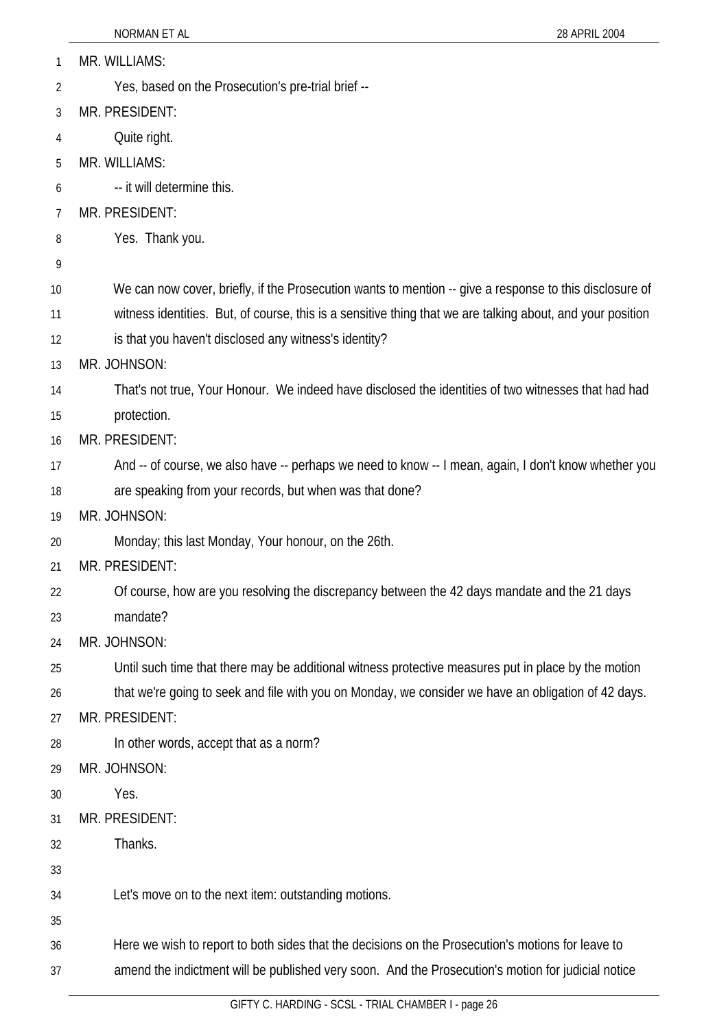MR. WILLIAMS:

Yes, based on the Prosecution's pre-trial brief --

MR. PRESIDENT:

Quite right.

MR. WILLIAMS:

-- it will determine this.

MR. PRESIDENT:

Yes. Thank you.

We can now cover, briefly, if the Prosecution wants to mention -- give a response to this disclosure of witness identities. But, of course, this is a sensitive thing that we are talking about, and your position is that you haven't disclosed any witness's identity?

MR. JOHNSON:

That's not true, Your Honour. We indeed have disclosed the identities of two witnesses that had had protection.

MR. PRESIDENT:

And -- of course, we also have -- perhaps we need to know -- I mean, again, I don't know whether you are speaking from your records, but when was that done?

MR. JOHNSON:

Monday; this last Monday, Your honour, on the 26th.

MR. PRESIDENT:

Of course, how are you resolving the discrepancy between the 42 days mandate and the 21 days mandate?

MR. JOHNSON:

Until such time that there may be additional witness protective measures put in place by the motion that we're going to seek and file with you on Monday, we consider we have an obligation of 42 days.

MR. PRESIDENT:

In other words, accept that as a norm?

MR. JOHNSON:

Yes.

MR. PRESIDENT:

Thanks.

Let's move on to the next item: outstanding motions.

Here we wish to report to both sides that the decisions on the Prosecution's motions for leave to amend the indictment will be published very soon. And the Prosecution's motion for judicial notice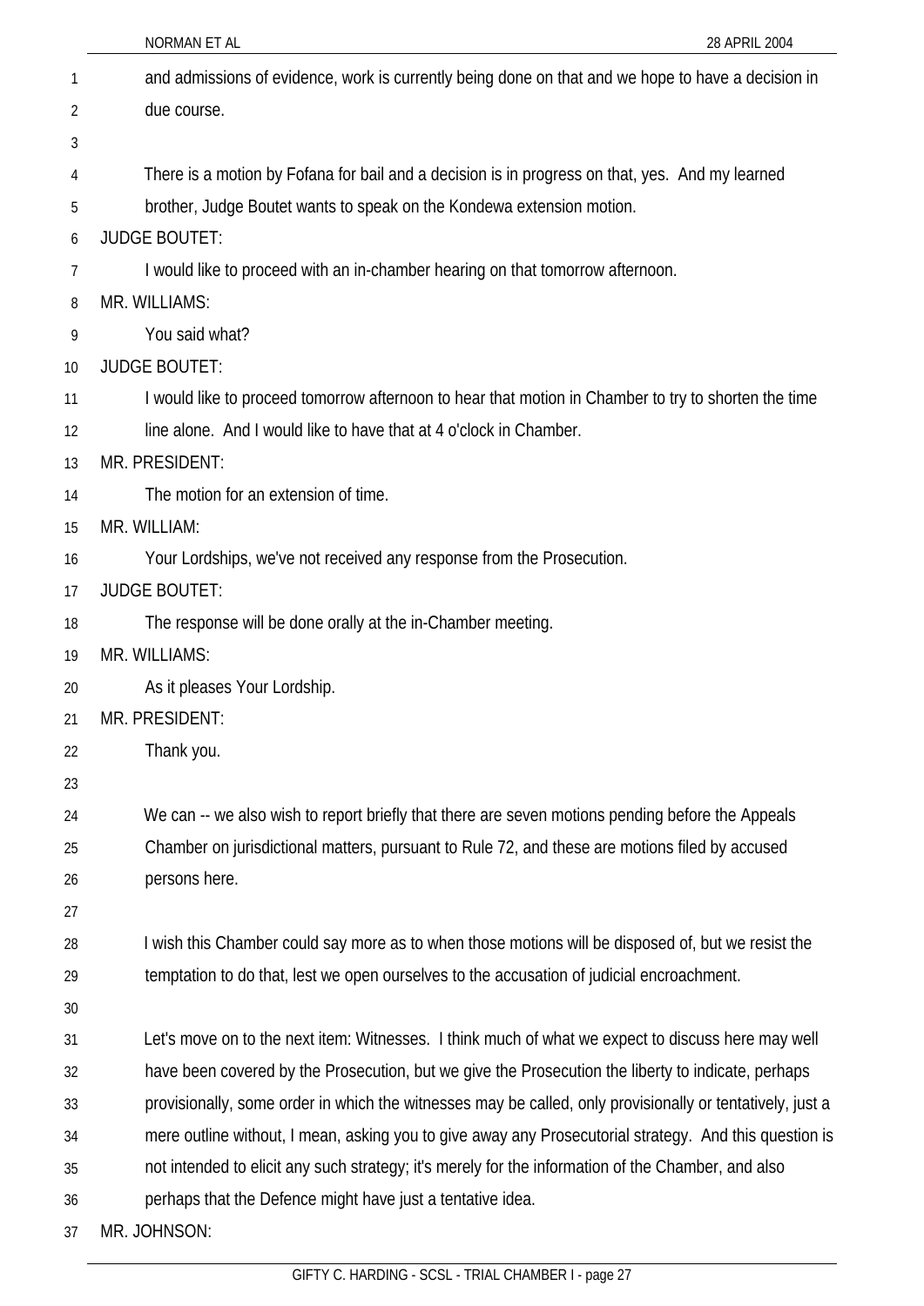and admissions of evidence, work is currently being done on that and we hope to have a decision in due course.

There is a motion by Fofana for bail and a decision is in progress on that, yes. And my learned brother, Judge Boutet wants to speak on the Kondewa extension motion.

JUDGE BOUTET:

I would like to proceed with an in-chamber hearing on that tomorrow afternoon.

MR. WILLIAMS:

You said what?

JUDGE BOUTET:

I would like to proceed tomorrow afternoon to hear that motion in Chamber to try to shorten the time line alone. And I would like to have that at 4 o'clock in Chamber.

MR. PRESIDENT:

The motion for an extension of time.

MR. WILLIAM:

Your Lordships, we've not received any response from the Prosecution.

JUDGE BOUTET:

The response will be done orally at the in-Chamber meeting.

MR. WILLIAMS:

As it pleases Your Lordship.

MR. PRESIDENT:

Thank you.

We can -- we also wish to report briefly that there are seven motions pending before the Appeals Chamber on jurisdictional matters, pursuant to Rule 72, and these are motions filed by accused persons here.

I wish this Chamber could say more as to when those motions will be disposed of, but we resist the temptation to do that, lest we open ourselves to the accusation of judicial encroachment.

Let's move on to the next item: Witnesses. I think much of what we expect to discuss here may well have been covered by the Prosecution, but we give the Prosecution the liberty to indicate, perhaps provisionally, some order in which the witnesses may be called, only provisionally or tentatively, just a mere outline without, I mean, asking you to give away any Prosecutorial strategy. And this question is not intended to elicit any such strategy; it's merely for the information of the Chamber, and also perhaps that the Defence might have just a tentative idea.

MR. JOHNSON: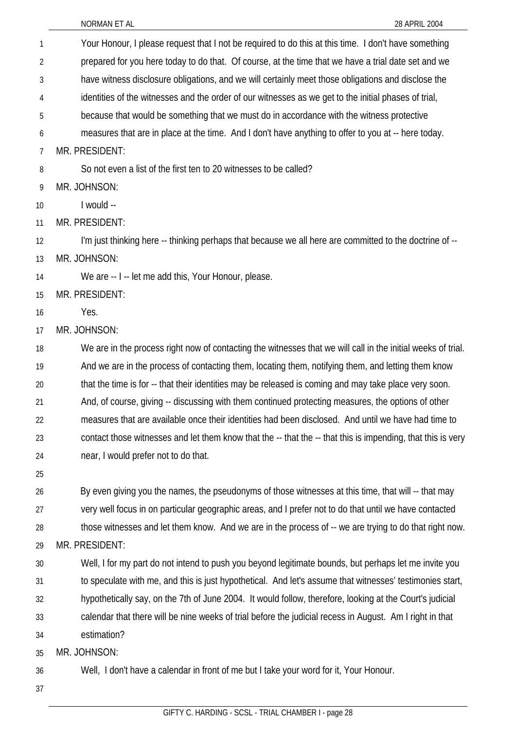Your Honour, I please request that I not be required to do this at this time. I don't have something prepared for you here today to do that. Of course, at the time that we have a trial date set and we have witness disclosure obligations, and we will certainly meet those obligations and disclose the identities of the witnesses and the order of our witnesses as we get to the initial phases of trial, because that would be something that we must do in accordance with the witness protective measures that are in place at the time. And I don't have anything to offer to you at -- here today.

MR. PRESIDENT:

So not even a list of the first ten to 20 witnesses to be called?

MR. JOHNSON:

I would --

MR. PRESIDENT:

I'm just thinking here -- thinking perhaps that because we all here are committed to the doctrine of --

MR. JOHNSON:

We are -- I -- let me add this, Your Honour, please.

MR. PRESIDENT:

Yes.

MR. JOHNSON:

We are in the process right now of contacting the witnesses that we will call in the initial weeks of trial. And we are in the process of contacting them, locating them, notifying them, and letting them know that the time is for -- that their identities may be released is coming and may take place very soon. And, of course, giving -- discussing with them continued protecting measures, the options of other measures that are available once their identities had been disclosed. And until we have had time to contact those witnesses and let them know that the -- that the -- that this is impending, that this is very near, I would prefer not to do that.

By even giving you the names, the pseudonyms of those witnesses at this time, that will -- that may very well focus in on particular geographic areas, and I prefer not to do that until we have contacted those witnesses and let them know. And we are in the process of -- we are trying to do that right now.

MR. PRESIDENT:

Well, I for my part do not intend to push you beyond legitimate bounds, but perhaps let me invite you to speculate with me, and this is just hypothetical. And let's assume that witnesses' testimonies start, hypothetically say, on the 7th of June 2004. It would follow, therefore, looking at the Court's judicial calendar that there will be nine weeks of trial before the judicial recess in August. Am I right in that estimation?

MR. JOHNSON:

Well, I don't have a calendar in front of me but I take your word for it, Your Honour.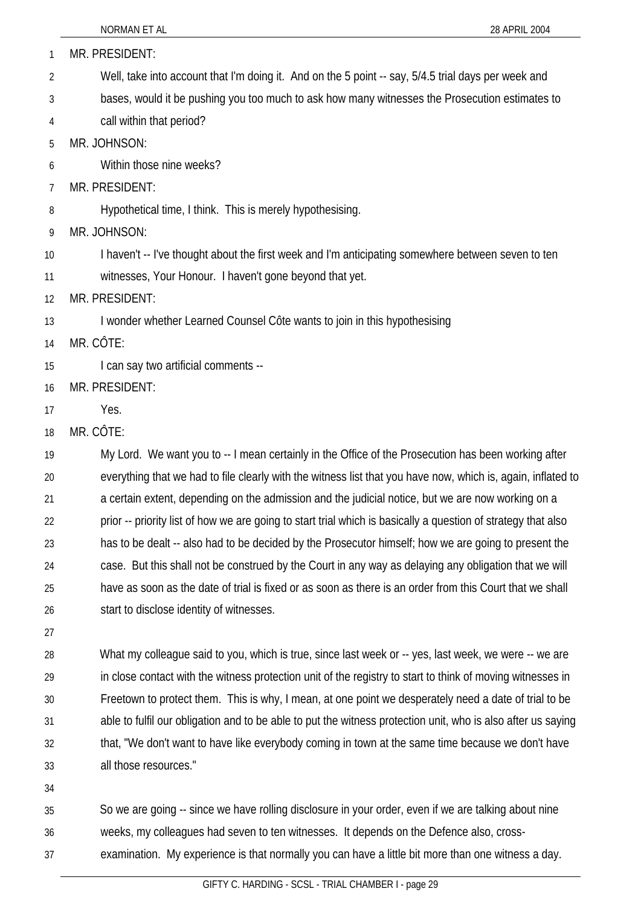MR. PRESIDENT:

Well, take into account that I'm doing it. And on the 5 point -- say, 5/4.5 trial days per week and bases, would it be pushing you too much to ask how many witnesses the Prosecution estimates to call within that period?

MR. JOHNSON:

Within those nine weeks?

MR. PRESIDENT:

Hypothetical time, I think. This is merely hypothesising.

MR. JOHNSON:

I haven't -- I've thought about the first week and I'm anticipating somewhere between seven to ten witnesses, Your Honour. I haven't gone beyond that yet.

MR. PRESIDENT:

I wonder whether Learned Counsel Côte wants to join in this hypothesising

MR. CÔTE:

I can say two artificial comments --

MR. PRESIDENT:

Yes.

MR. CÔTE:

My Lord. We want you to -- I mean certainly in the Office of the Prosecution has been working after everything that we had to file clearly with the witness list that you have now, which is, again, inflated to a certain extent, depending on the admission and the judicial notice, but we are now working on a prior -- priority list of how we are going to start trial which is basically a question of strategy that also has to be dealt -- also had to be decided by the Prosecutor himself; how we are going to present the case. But this shall not be construed by the Court in any way as delaying any obligation that we will have as soon as the date of trial is fixed or as soon as there is an order from this Court that we shall start to disclose identity of witnesses.

What my colleague said to you, which is true, since last week or -- yes, last week, we were -- we are in close contact with the witness protection unit of the registry to start to think of moving witnesses in Freetown to protect them. This is why, I mean, at one point we desperately need a date of trial to be able to fulfil our obligation and to be able to put the witness protection unit, who is also after us saying that, "We don't want to have like everybody coming in town at the same time because we don't have all those resources."

So we are going -- since we have rolling disclosure in your order, even if we are talking about nine weeks, my colleagues had seven to ten witnesses. It depends on the Defence also, cross-examination. My experience is that normally you can have a little bit more than one witness a day.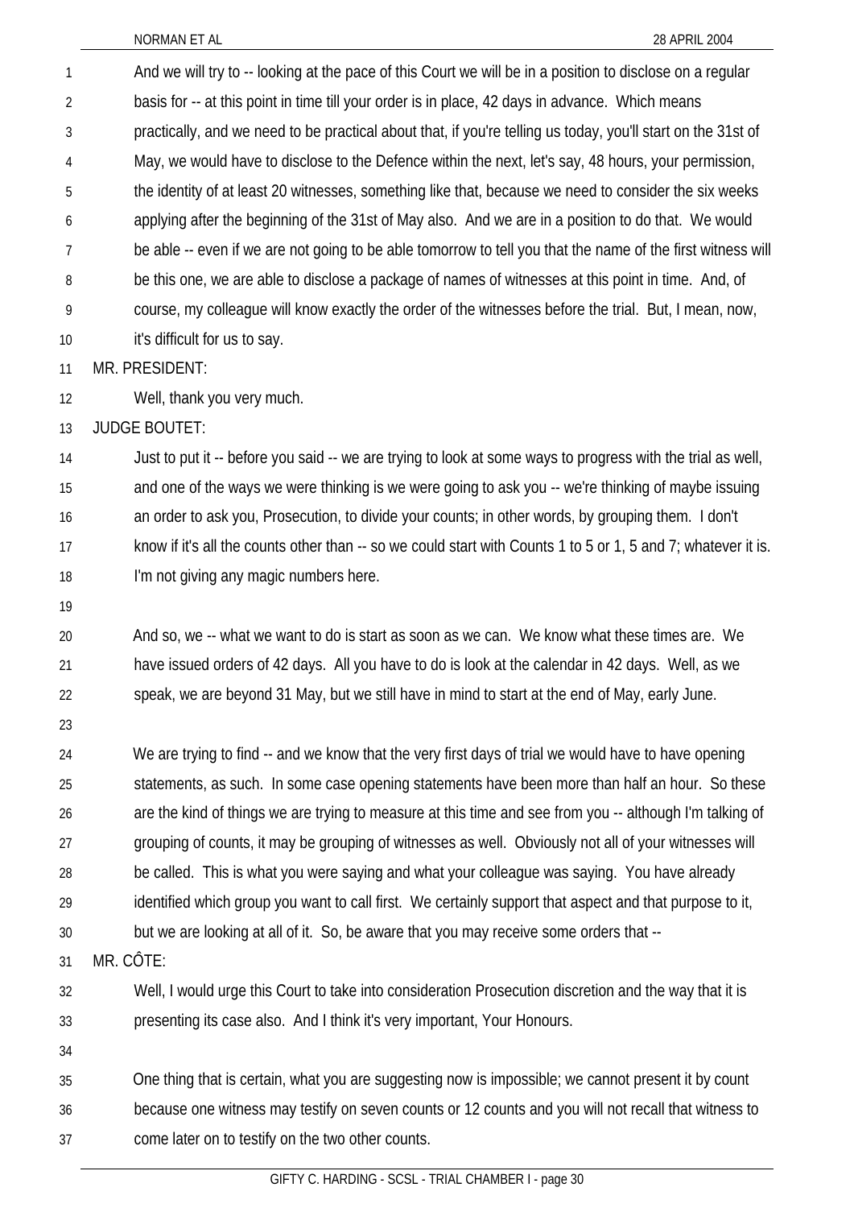And we will try to -- looking at the pace of this Court we will be in a position to disclose on a regular basis for -- at this point in time till your order is in place, 42 days in advance. Which means practically, and we need to be practical about that, if you're telling us today, you'll start on the 31st of May, we would have to disclose to the Defence within the next, let's say, 48 hours, your permission, the identity of at least 20 witnesses, something like that, because we need to consider the six weeks applying after the beginning of the 31st of May also. And we are in a position to do that. We would be able -- even if we are not going to be able tomorrow to tell you that the name of the first witness will be this one, we are able to disclose a package of names of witnesses at this point in time. And, of course, my colleague will know exactly the order of the witnesses before the trial. But, I mean, now, it's difficult for us to say.

MR. PRESIDENT:

Well, thank you very much.

JUDGE BOUTET:

Just to put it -- before you said -- we are trying to look at some ways to progress with the trial as well, and one of the ways we were thinking is we were going to ask you -- we're thinking of maybe issuing an order to ask you, Prosecution, to divide your counts; in other words, by grouping them. I don't know if it's all the counts other than -- so we could start with Counts 1 to 5 or 1, 5 and 7; whatever it is. I'm not giving any magic numbers here.

And so, we -- what we want to do is start as soon as we can. We know what these times are. We have issued orders of 42 days. All you have to do is look at the calendar in 42 days. Well, as we speak, we are beyond 31 May, but we still have in mind to start at the end of May, early June.

We are trying to find -- and we know that the very first days of trial we would have to have opening statements, as such. In some case opening statements have been more than half an hour. So these are the kind of things we are trying to measure at this time and see from you -- although I'm talking of grouping of counts, it may be grouping of witnesses as well. Obviously not all of your witnesses will be called. This is what you were saying and what your colleague was saying. You have already identified which group you want to call first. We certainly support that aspect and that purpose to it, but we are looking at all of it. So, be aware that you may receive some orders that --

MR. CÔTE:

Well, I would urge this Court to take into consideration Prosecution discretion and the way that it is presenting its case also. And I think it's very important, Your Honours.

One thing that is certain, what you are suggesting now is impossible; we cannot present it by count because one witness may testify on seven counts or 12 counts and you will not recall that witness to come later on to testify on the two other counts.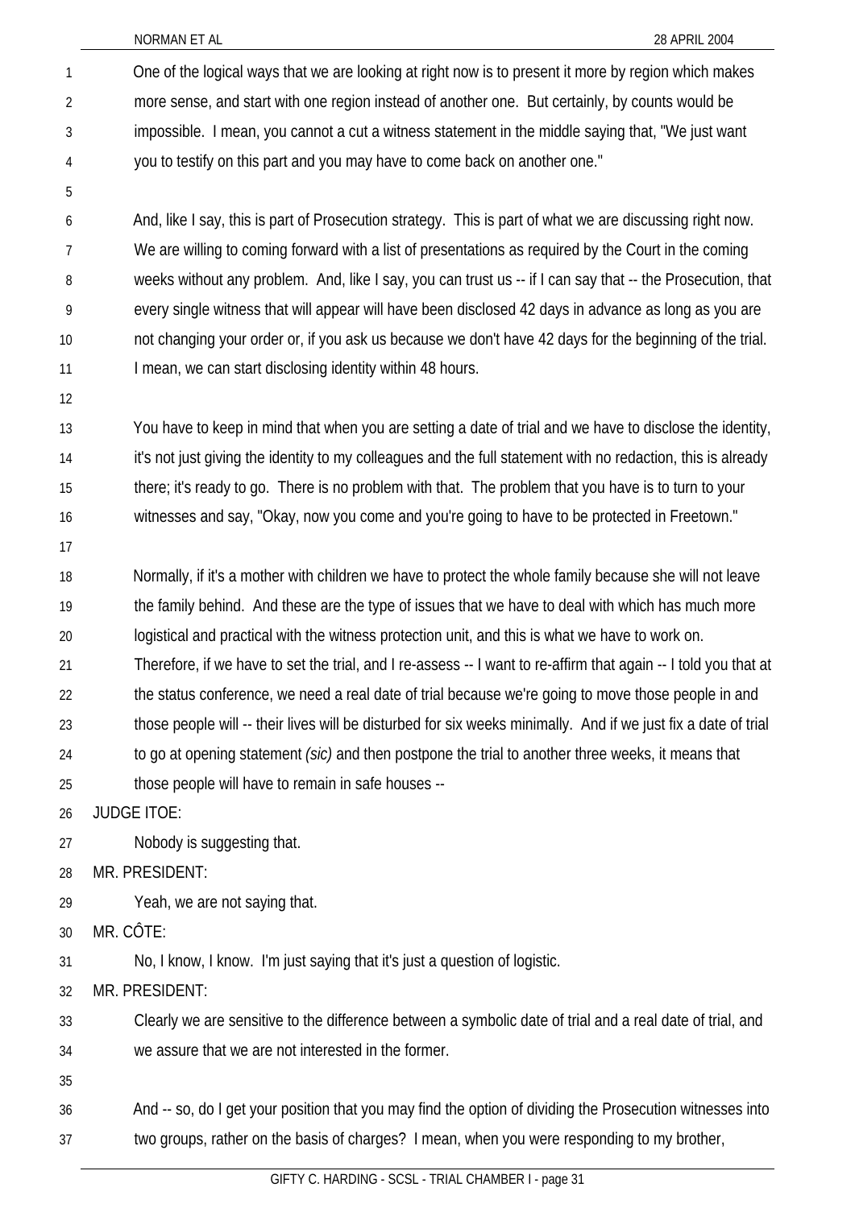One of the logical ways that we are looking at right now is to present it more by region which makes more sense, and start with one region instead of another one. But certainly, by counts would be impossible. I mean, you cannot a cut a witness statement in the middle saying that, "We just want you to testify on this part and you may have to come back on another one."

And, like I say, this is part of Prosecution strategy. This is part of what we are discussing right now. We are willing to coming forward with a list of presentations as required by the Court in the coming weeks without any problem. And, like I say, you can trust us -- if I can say that -- the Prosecution, that every single witness that will appear will have been disclosed 42 days in advance as long as you are not changing your order or, if you ask us because we don't have 42 days for the beginning of the trial. I mean, we can start disclosing identity within 48 hours.

You have to keep in mind that when you are setting a date of trial and we have to disclose the identity, it's not just giving the identity to my colleagues and the full statement with no redaction, this is already there; it's ready to go. There is no problem with that. The problem that you have is to turn to your witnesses and say, "Okay, now you come and you're going to have to be protected in Freetown."

Normally, if it's a mother with children we have to protect the whole family because she will not leave the family behind. And these are the type of issues that we have to deal with which has much more logistical and practical with the witness protection unit, and this is what we have to work on. Therefore, if we have to set the trial, and I re-assess -- I want to re-affirm that again -- I told you that at the status conference, we need a real date of trial because we're going to move those people in and those people will -- their lives will be disturbed for six weeks minimally. And if we just fix a date of trial to go at opening statement *(sic)* and then postpone the trial to another three weeks, it means that those people will have to remain in safe houses --

JUDGE ITOE:

Nobody is suggesting that.

MR. PRESIDENT:

Yeah, we are not saying that.

MR. CÔTE:

No, I know, I know. I'm just saying that it's just a question of logistic.

MR. PRESIDENT:

Clearly we are sensitive to the difference between a symbolic date of trial and a real date of trial, and we assure that we are not interested in the former.

And -- so, do I get your position that you may find the option of dividing the Prosecution witnesses into two groups, rather on the basis of charges? I mean, when you were responding to my brother,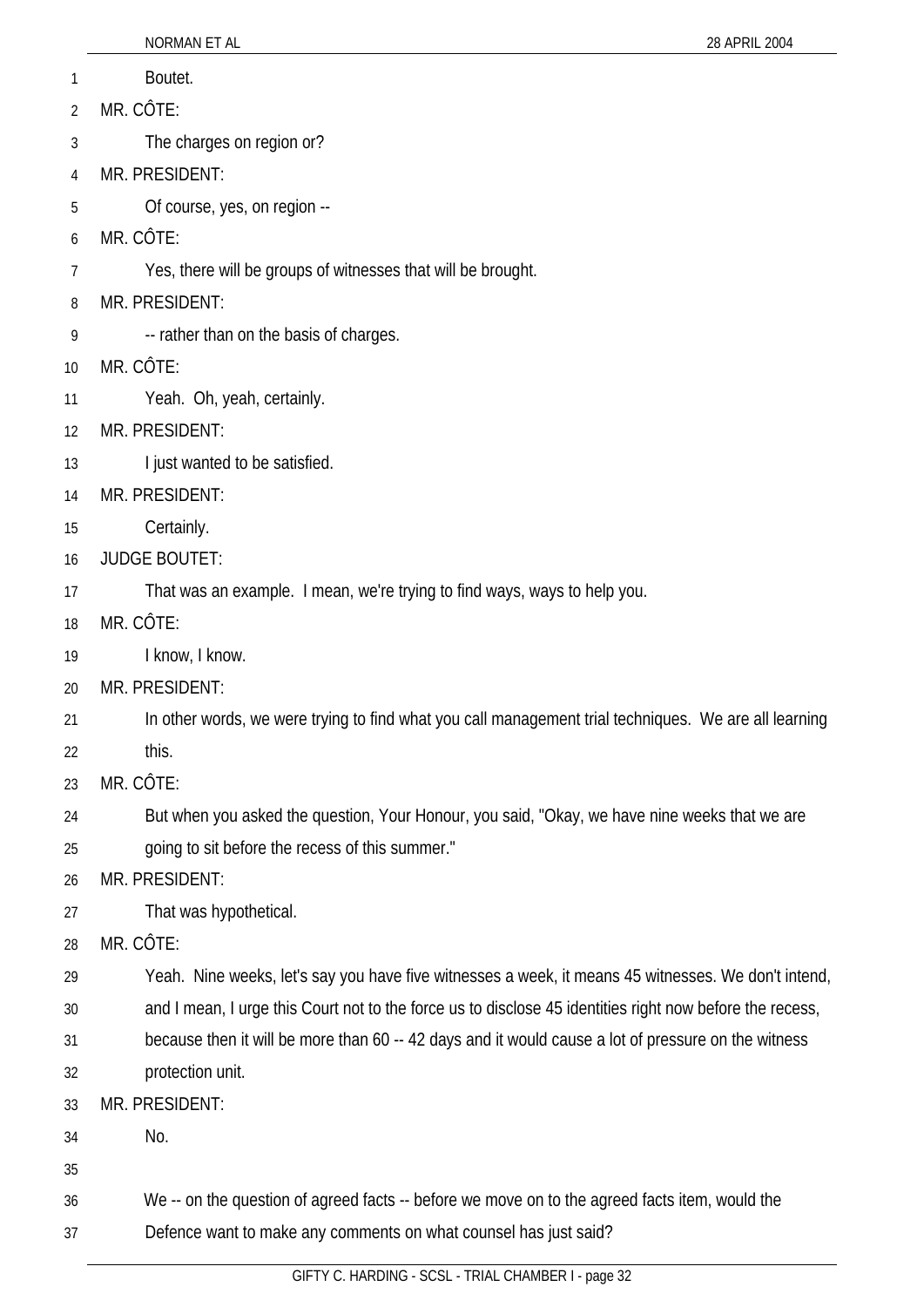Boutet.

MR. CÔTE:

The charges on region or?

MR. PRESIDENT:

Of course, yes, on region --

MR. CÔTE:

Yes, there will be groups of witnesses that will be brought.

MR. PRESIDENT:

-- rather than on the basis of charges.

MR. CÔTE:

Yeah. Oh, yeah, certainly.

MR. PRESIDENT:

I just wanted to be satisfied.

MR. PRESIDENT:

Certainly.

JUDGE BOUTET:

That was an example. I mean, we're trying to find ways, ways to help you.

MR. CÔTE:

I know, I know.

MR. PRESIDENT:

In other words, we were trying to find what you call management trial techniques. We are all learning this.

MR. CÔTE:

But when you asked the question, Your Honour, you said, "Okay, we have nine weeks that we are going to sit before the recess of this summer."

MR. PRESIDENT:

That was hypothetical.

MR. CÔTE:

Yeah. Nine weeks, let's say you have five witnesses a week, it means 45 witnesses. We don't intend, and I mean, I urge this Court not to the force us to disclose 45 identities right now before the recess, because then it will be more than 60 -- 42 days and it would cause a lot of pressure on the witness protection unit.

MR. PRESIDENT:

No.

We -- on the question of agreed facts -- before we move on to the agreed facts item, would the Defence want to make any comments on what counsel has just said?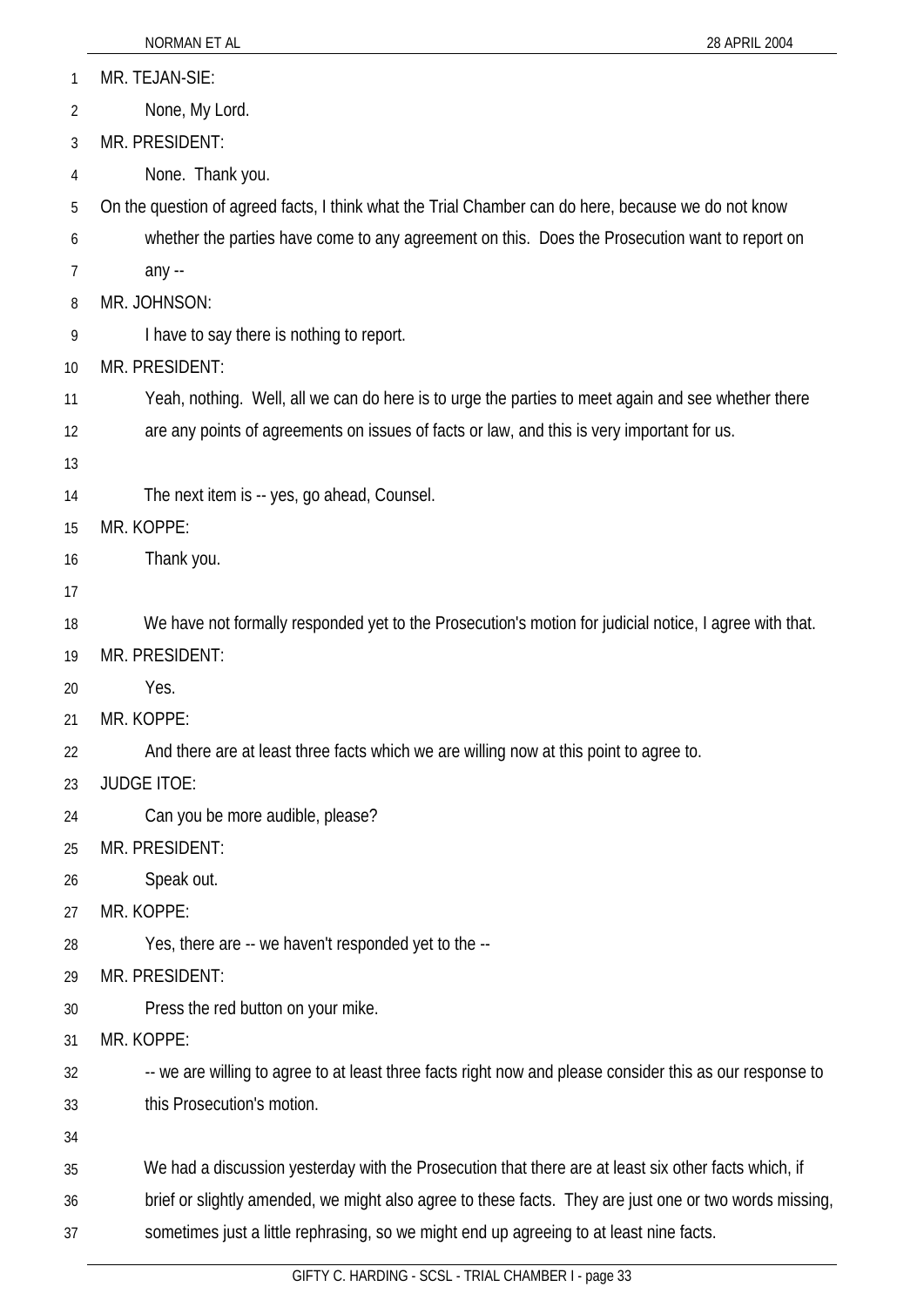MR. TEJAN-SIE:

None, My Lord.

MR. PRESIDENT:

None. Thank you.

On the question of agreed facts, I think what the Trial Chamber can do here, because we do not know whether the parties have come to any agreement on this. Does the Prosecution want to report on any --

MR. JOHNSON:

I have to say there is nothing to report.

MR. PRESIDENT:

Yeah, nothing. Well, all we can do here is to urge the parties to meet again and see whether there are any points of agreements on issues of facts or law, and this is very important for us.

The next item is -- yes, go ahead, Counsel.

MR. KOPPE:

Thank you.

We have not formally responded yet to the Prosecution's motion for judicial notice, I agree with that.

MR. PRESIDENT:

Yes.

MR. KOPPE:

And there are at least three facts which we are willing now at this point to agree to.

JUDGE ITOE:

Can you be more audible, please?

MR. PRESIDENT:

Speak out.

MR. KOPPE:

Yes, there are -- we haven't responded yet to the --

MR. PRESIDENT:

Press the red button on your mike.

MR. KOPPE:

-- we are willing to agree to at least three facts right now and please consider this as our response to this Prosecution's motion.

We had a discussion yesterday with the Prosecution that there are at least six other facts which, if brief or slightly amended, we might also agree to these facts. They are just one or two words missing, sometimes just a little rephrasing, so we might end up agreeing to at least nine facts.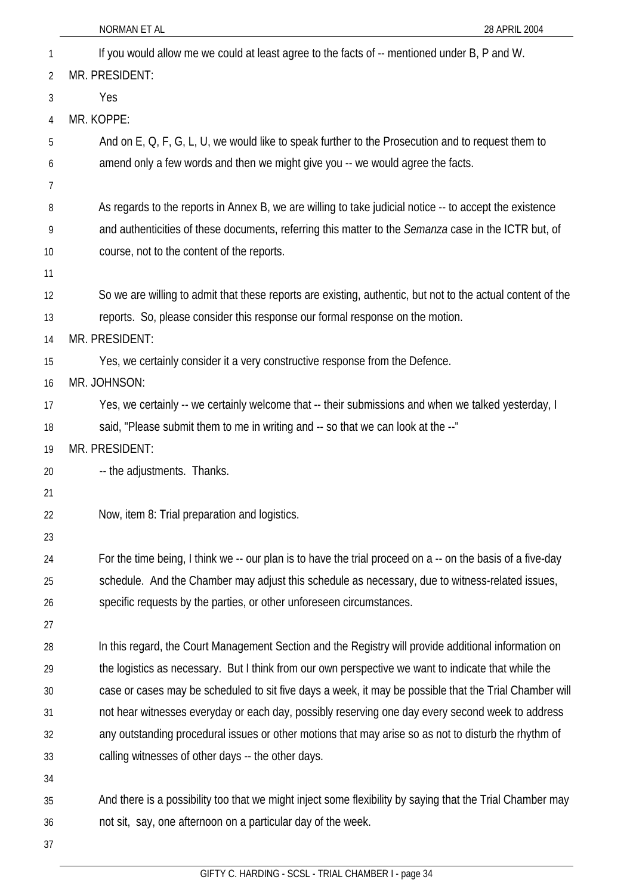If you would allow me we could at least agree to the facts of -- mentioned under B, P and W.

MR. PRESIDENT:

Yes

MR. KOPPE:

And on E, Q, F, G, L, U, we would like to speak further to the Prosecution and to request them to amend only a few words and then we might give you -- we would agree the facts.

As regards to the reports in Annex B, we are willing to take judicial notice -- to accept the existence and authenticities of these documents, referring this matter to the *Semanza* case in the ICTR but, of course, not to the content of the reports.

So we are willing to admit that these reports are existing, authentic, but not to the actual content of the reports. So, please consider this response our formal response on the motion.

MR. PRESIDENT:

Yes, we certainly consider it a very constructive response from the Defence.

MR. JOHNSON:

Yes, we certainly -- we certainly welcome that -- their submissions and when we talked yesterday, I said, "Please submit them to me in writing and -- so that we can look at the --"

MR. PRESIDENT:

-- the adjustments. Thanks.

Now, item 8: Trial preparation and logistics.

For the time being, I think we -- our plan is to have the trial proceed on a -- on the basis of a five-day schedule. And the Chamber may adjust this schedule as necessary, due to witness-related issues, specific requests by the parties, or other unforeseen circumstances.

In this regard, the Court Management Section and the Registry will provide additional information on the logistics as necessary. But I think from our own perspective we want to indicate that while the case or cases may be scheduled to sit five days a week, it may be possible that the Trial Chamber will not hear witnesses everyday or each day, possibly reserving one day every second week to address any outstanding procedural issues or other motions that may arise so as not to disturb the rhythm of calling witnesses of other days -- the other days.

And there is a possibility too that we might inject some flexibility by saying that the Trial Chamber may not sit, say, one afternoon on a particular day of the week.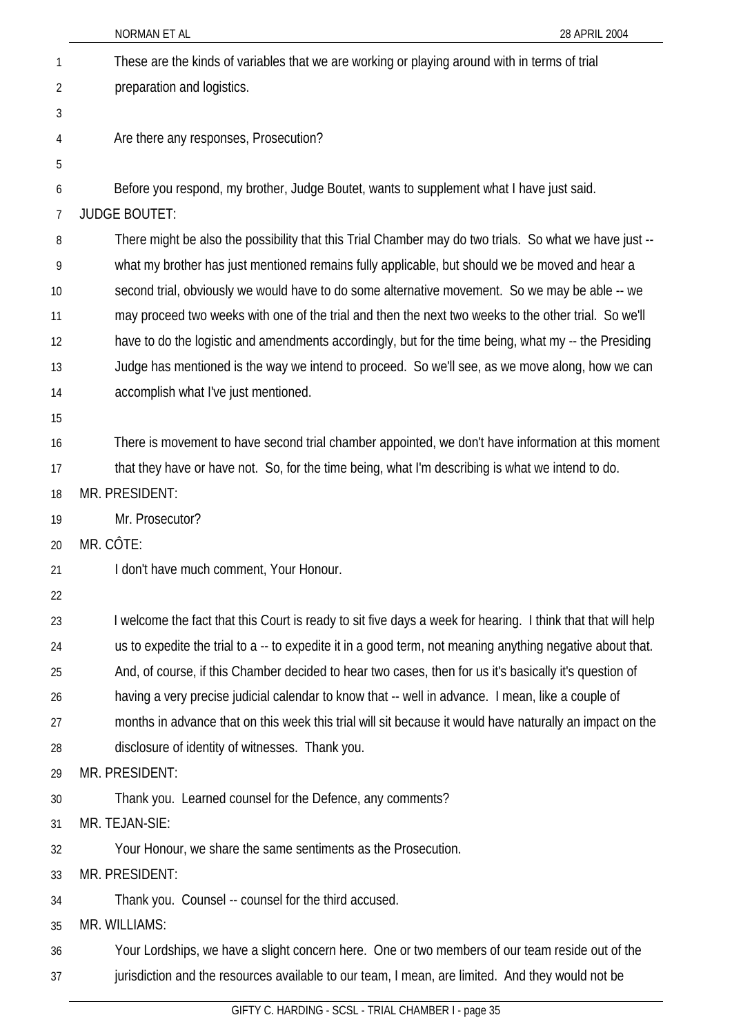These are the kinds of variables that we are working or playing around with in terms of trial preparation and logistics.

Are there any responses, Prosecution?

Before you respond, my brother, Judge Boutet, wants to supplement what I have just said.

JUDGE BOUTET:

There might be also the possibility that this Trial Chamber may do two trials. So what we have just -- what my brother has just mentioned remains fully applicable, but should we be moved and hear a second trial, obviously we would have to do some alternative movement. So we may be able -- we may proceed two weeks with one of the trial and then the next two weeks to the other trial. So we'll have to do the logistic and amendments accordingly, but for the time being, what my -- the Presiding Judge has mentioned is the way we intend to proceed. So we'll see, as we move along, how we can accomplish what I've just mentioned.

There is movement to have second trial chamber appointed, we don't have information at this moment that they have or have not. So, for the time being, what I'm describing is what we intend to do.

MR. PRESIDENT:

Mr. Prosecutor?

MR. CÔTE:

I don't have much comment, Your Honour.

I welcome the fact that this Court is ready to sit five days a week for hearing. I think that that will help us to expedite the trial to a -- to expedite it in a good term, not meaning anything negative about that. And, of course, if this Chamber decided to hear two cases, then for us it's basically it's question of having a very precise judicial calendar to know that -- well in advance. I mean, like a couple of months in advance that on this week this trial will sit because it would have naturally an impact on the disclosure of identity of witnesses. Thank you.

MR. PRESIDENT:

Thank you. Learned counsel for the Defence, any comments?

MR. TEJAN-SIE:

Your Honour, we share the same sentiments as the Prosecution.

MR. PRESIDENT:

Thank you. Counsel -- counsel for the third accused.

MR. WILLIAMS:

Your Lordships, we have a slight concern here. One or two members of our team reside out of the jurisdiction and the resources available to our team, I mean, are limited. And they would not be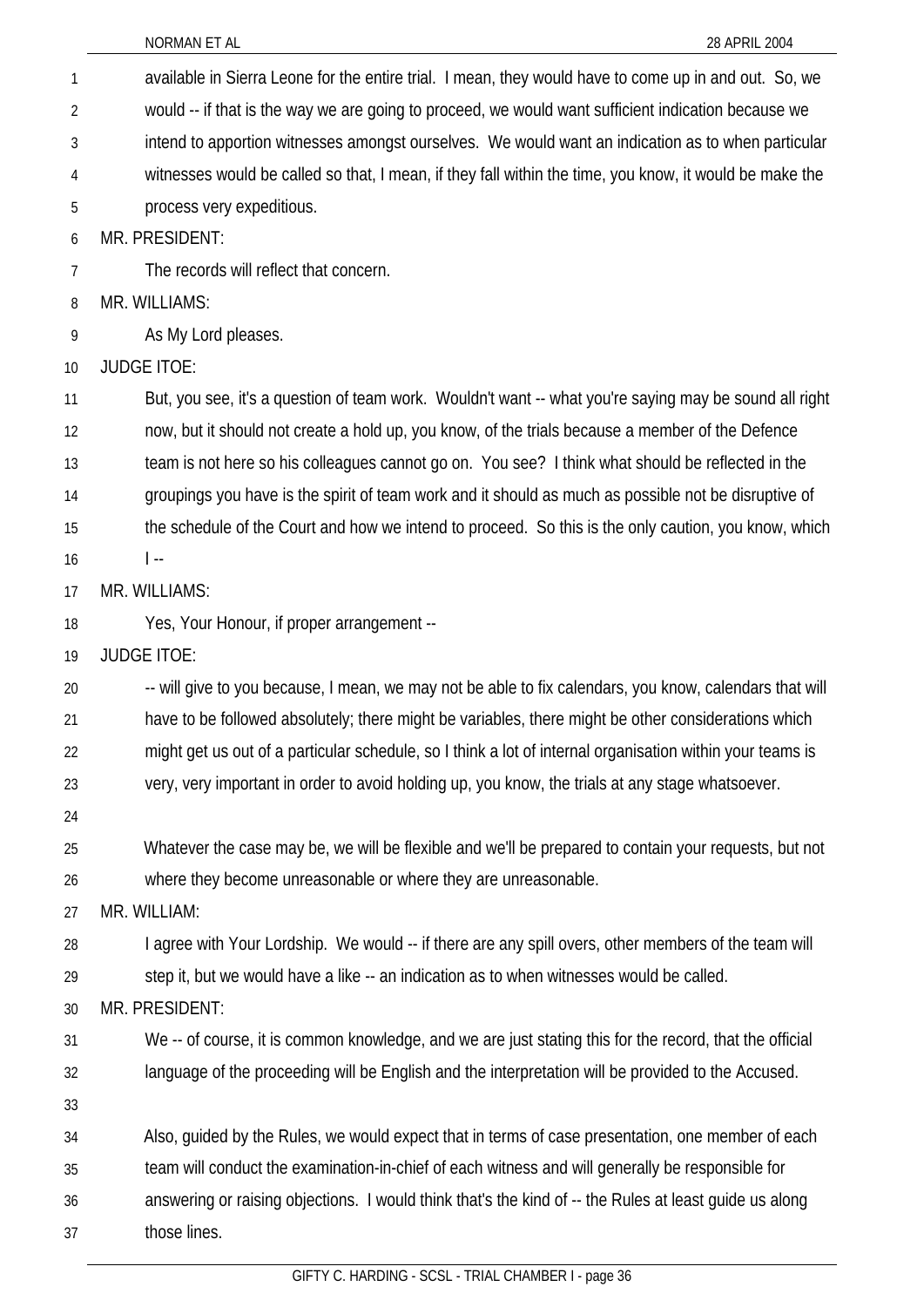available in Sierra Leone for the entire trial. I mean, they would have to come up in and out. So, we would -- if that is the way we are going to proceed, we would want sufficient indication because we intend to apportion witnesses amongst ourselves. We would want an indication as to when particular witnesses would be called so that, I mean, if they fall within the time, you know, it would be make the process very expeditious.

MR. PRESIDENT:

The records will reflect that concern.

MR. WILLIAMS:

As My Lord pleases.

JUDGE ITOE:

But, you see, it's a question of team work. Wouldn't want -- what you're saying may be sound all right now, but it should not create a hold up, you know, of the trials because a member of the Defence team is not here so his colleagues cannot go on. You see? I think what should be reflected in the groupings you have is the spirit of team work and it should as much as possible not be disruptive of the schedule of the Court and how we intend to proceed. So this is the only caution, you know, which I --

MR. WILLIAMS:

Yes, Your Honour, if proper arrangement --

JUDGE ITOE:

-- will give to you because, I mean, we may not be able to fix calendars, you know, calendars that will have to be followed absolutely; there might be variables, there might be other considerations which might get us out of a particular schedule, so I think a lot of internal organisation within your teams is very, very important in order to avoid holding up, you know, the trials at any stage whatsoever.

Whatever the case may be, we will be flexible and we'll be prepared to contain your requests, but not where they become unreasonable or where they are unreasonable.

MR. WILLIAM:

I agree with Your Lordship. We would -- if there are any spill overs, other members of the team will step it, but we would have a like -- an indication as to when witnesses would be called.

MR. PRESIDENT:

We -- of course, it is common knowledge, and we are just stating this for the record, that the official language of the proceeding will be English and the interpretation will be provided to the Accused.

Also, guided by the Rules, we would expect that in terms of case presentation, one member of each team will conduct the examination-in-chief of each witness and will generally be responsible for answering or raising objections. I would think that's the kind of -- the Rules at least guide us along those lines.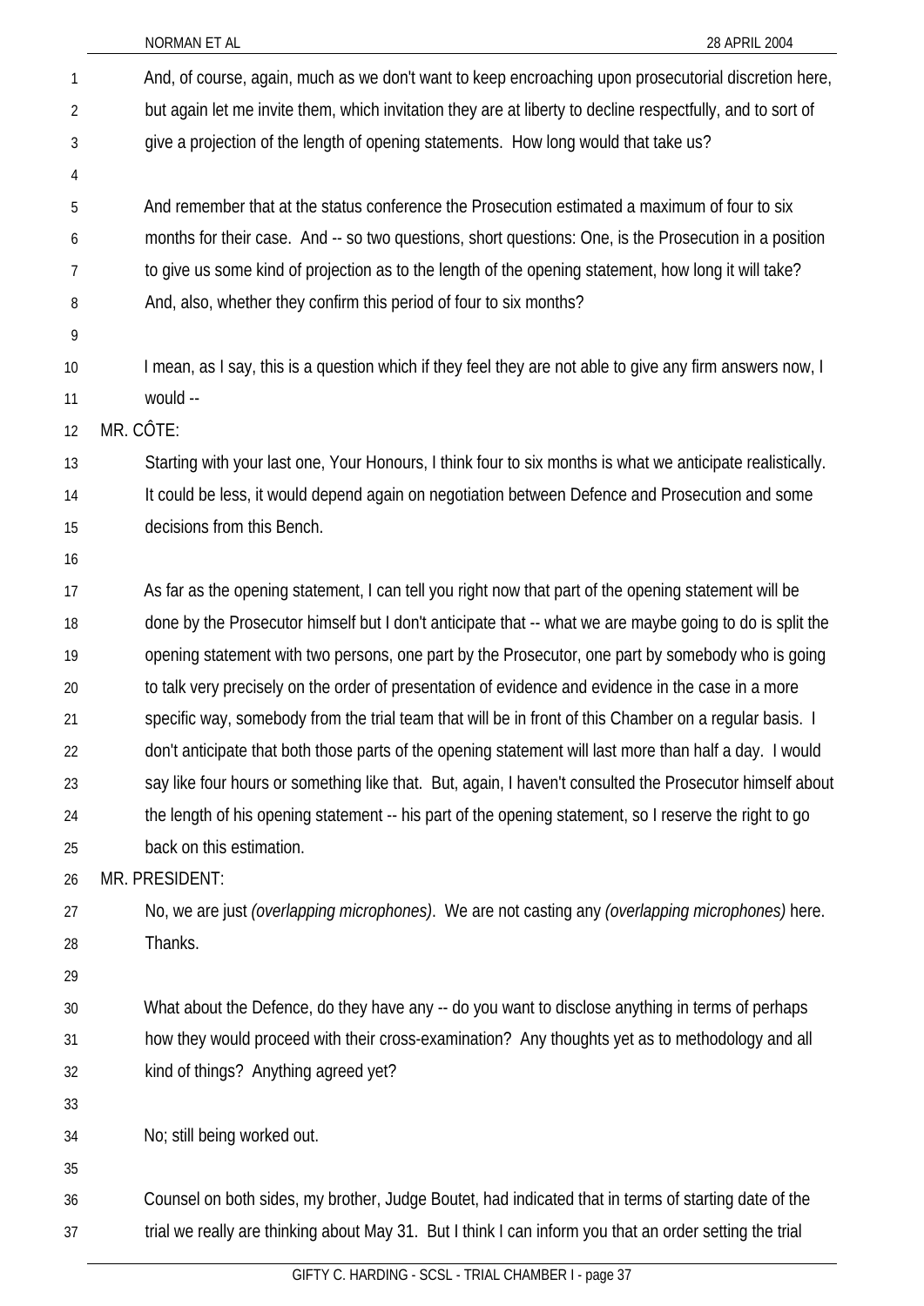And, of course, again, much as we don't want to keep encroaching upon prosecutorial discretion here, but again let me invite them, which invitation they are at liberty to decline respectfully, and to sort of give a projection of the length of opening statements. How long would that take us?

And remember that at the status conference the Prosecution estimated a maximum of four to six months for their case. And -- so two questions, short questions: One, is the Prosecution in a position to give us some kind of projection as to the length of the opening statement, how long it will take? And, also, whether they confirm this period of four to six months?

I mean, as I say, this is a question which if they feel they are not able to give any firm answers now, I would --

MR. CÔTE:

Starting with your last one, Your Honours, I think four to six months is what we anticipate realistically. It could be less, it would depend again on negotiation between Defence and Prosecution and some decisions from this Bench.

As far as the opening statement, I can tell you right now that part of the opening statement will be done by the Prosecutor himself but I don't anticipate that -- what we are maybe going to do is split the opening statement with two persons, one part by the Prosecutor, one part by somebody who is going to talk very precisely on the order of presentation of evidence and evidence in the case in a more specific way, somebody from the trial team that will be in front of this Chamber on a regular basis. I don't anticipate that both those parts of the opening statement will last more than half a day. I would say like four hours or something like that. But, again, I haven't consulted the Prosecutor himself about the length of his opening statement -- his part of the opening statement, so I reserve the right to go back on this estimation.

MR. PRESIDENT:

No, we are just *(overlapping microphones)*. We are not casting any *(overlapping microphones)* here. Thanks.

What about the Defence, do they have any -- do you want to disclose anything in terms of perhaps how they would proceed with their cross-examination? Any thoughts yet as to methodology and all kind of things? Anything agreed yet?

No; still being worked out.

Counsel on both sides, my brother, Judge Boutet, had indicated that in terms of starting date of the trial we really are thinking about May 31. But I think I can inform you that an order setting the trial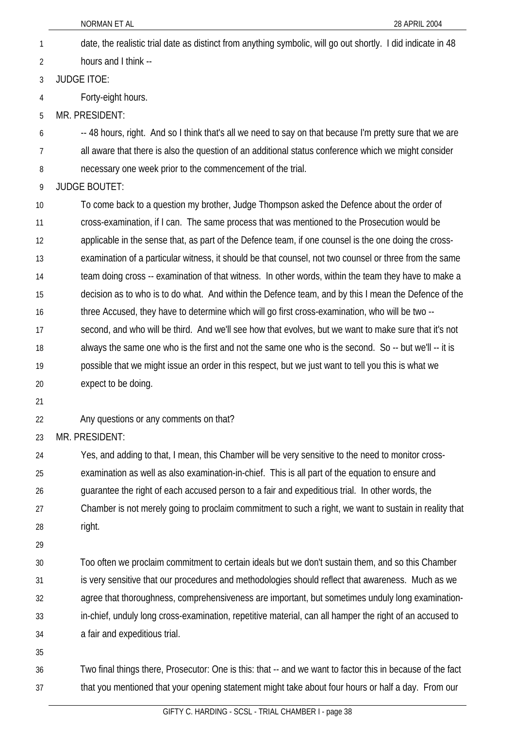date, the realistic trial date as distinct from anything symbolic, will go out shortly. I did indicate in 48 hours and I think --

JUDGE ITOE:

Forty-eight hours.

MR. PRESIDENT:

-- 48 hours, right. And so I think that's all we need to say on that because I'm pretty sure that we are all aware that there is also the question of an additional status conference which we might consider necessary one week prior to the commencement of the trial.

JUDGE BOUTET:

To come back to a question my brother, Judge Thompson asked the Defence about the order of cross-examination, if I can. The same process that was mentioned to the Prosecution would be applicable in the sense that, as part of the Defence team, if one counsel is the one doing the cross-examination of a particular witness, it should be that counsel, not two counsel or three from the same team doing cross -- examination of that witness. In other words, within the team they have to make a decision as to who is to do what. And within the Defence team, and by this I mean the Defence of the three Accused, they have to determine which will go first cross-examination, who will be two -- second, and who will be third. And we'll see how that evolves, but we want to make sure that it's not always the same one who is the first and not the same one who is the second. So -- but we'll -- it is possible that we might issue an order in this respect, but we just want to tell you this is what we expect to be doing.

Any questions or any comments on that?

MR. PRESIDENT:

Yes, and adding to that, I mean, this Chamber will be very sensitive to the need to monitor cross-examination as well as also examination-in-chief. This is all part of the equation to ensure and guarantee the right of each accused person to a fair and expeditious trial. In other words, the Chamber is not merely going to proclaim commitment to such a right, we want to sustain in reality that right.

Too often we proclaim commitment to certain ideals but we don't sustain them, and so this Chamber is very sensitive that our procedures and methodologies should reflect that awareness. Much as we agree that thoroughness, comprehensiveness are important, but sometimes unduly long examination-in-chief, unduly long cross-examination, repetitive material, can all hamper the right of an accused to a fair and expeditious trial.

Two final things there, Prosecutor: One is this: that -- and we want to factor this in because of the fact that you mentioned that your opening statement might take about four hours or half a day. From our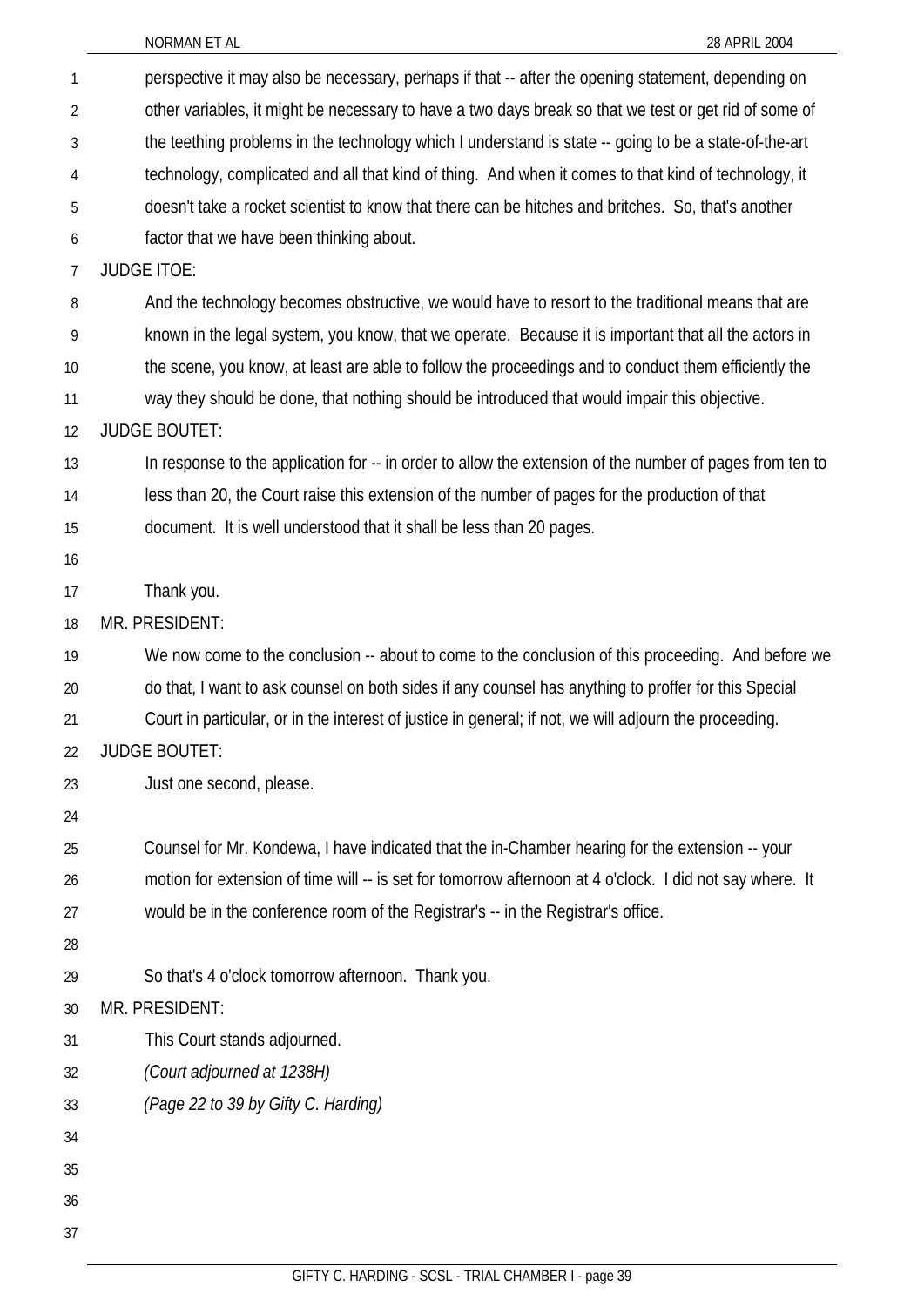perspective it may also be necessary, perhaps if that -- after the opening statement, depending on other variables, it might be necessary to have a two days break so that we test or get rid of some of the teething problems in the technology which I understand is state -- going to be a state-of-the-art technology, complicated and all that kind of thing. And when it comes to that kind of technology, it doesn't take a rocket scientist to know that there can be hitches and britches. So, that's another factor that we have been thinking about.

JUDGE ITOE:

And the technology becomes obstructive, we would have to resort to the traditional means that are known in the legal system, you know, that we operate. Because it is important that all the actors in the scene, you know, at least are able to follow the proceedings and to conduct them efficiently the way they should be done, that nothing should be introduced that would impair this objective.

JUDGE BOUTET:

In response to the application for -- in order to allow the extension of the number of pages from ten to less than 20, the Court raise this extension of the number of pages for the production of that document. It is well understood that it shall be less than 20 pages.

Thank you.

MR. PRESIDENT:

We now come to the conclusion -- about to come to the conclusion of this proceeding. And before we do that, I want to ask counsel on both sides if any counsel has anything to proffer for this Special Court in particular, or in the interest of justice in general; if not, we will adjourn the proceeding.

JUDGE BOUTET:

Just one second, please.

Counsel for Mr. Kondewa, I have indicated that the in-Chamber hearing for the extension -- your motion for extension of time will -- is set for tomorrow afternoon at 4 o'clock. I did not say where. It would be in the conference room of the Registrar's -- in the Registrar's office.

So that's 4 o'clock tomorrow afternoon. Thank you.

MR. PRESIDENT:

This Court stands adjourned.

*(Court adjourned at 1238H)*

*(Page 22 to 39 by Gifty C. Harding)*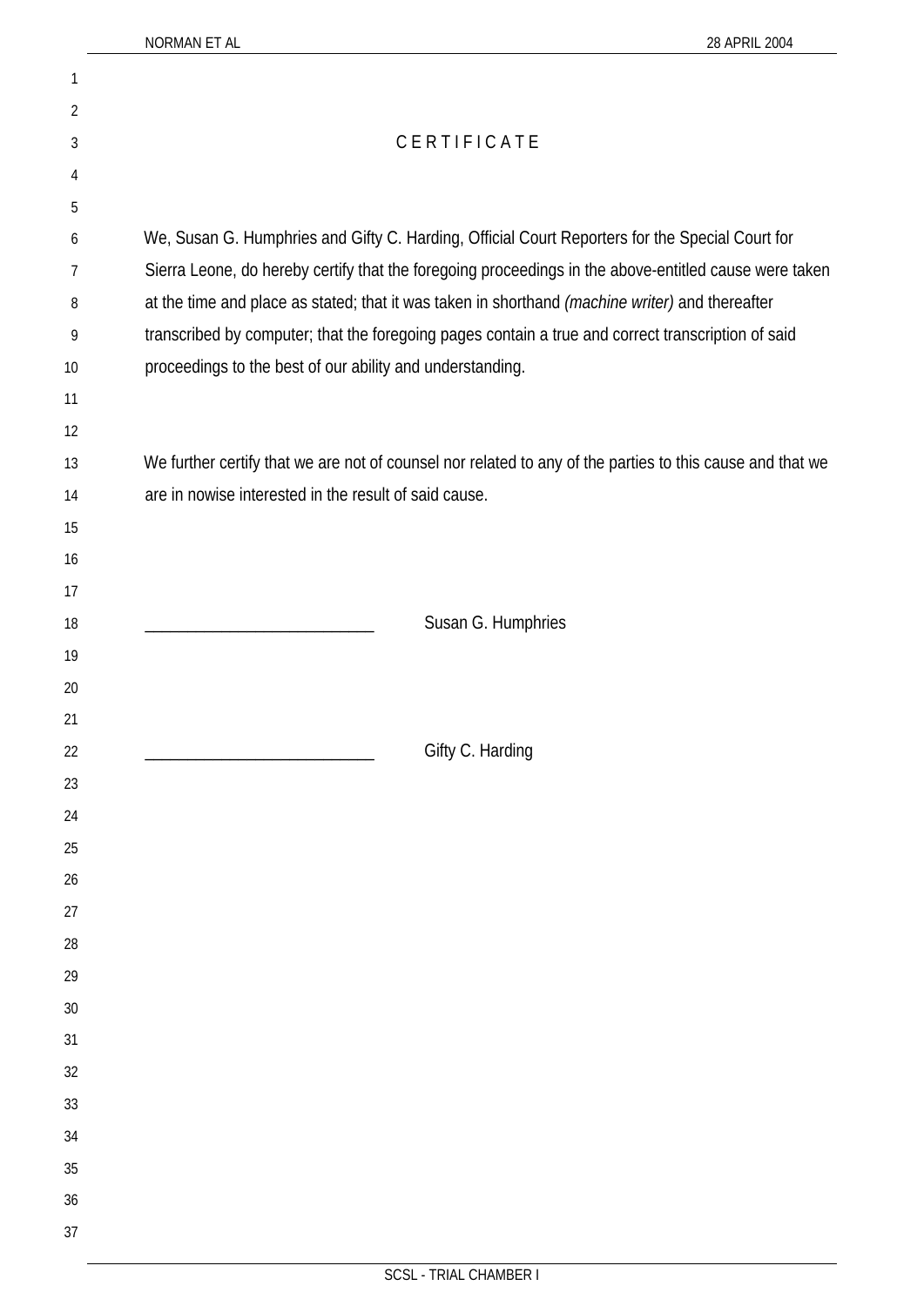# C E R T I F I C A T E

We, Susan G. Humphries and Gifty C. Harding, Official Court Reporters for the Special Court for Sierra Leone, do hereby certify that the foregoing proceedings in the above-entitled cause were taken at the time and place as stated; that it was taken in shorthand *(machine writer)* and thereafter transcribed by computer; that the foregoing pages contain a true and correct transcription of said proceedings to the best of our ability and understanding.

We further certify that we are not of counsel nor related to any of the parties to this cause and that we are in nowise interested in the result of said cause.

___________________________ Susan G. Humphries

___________________________ Gifty C. Harding